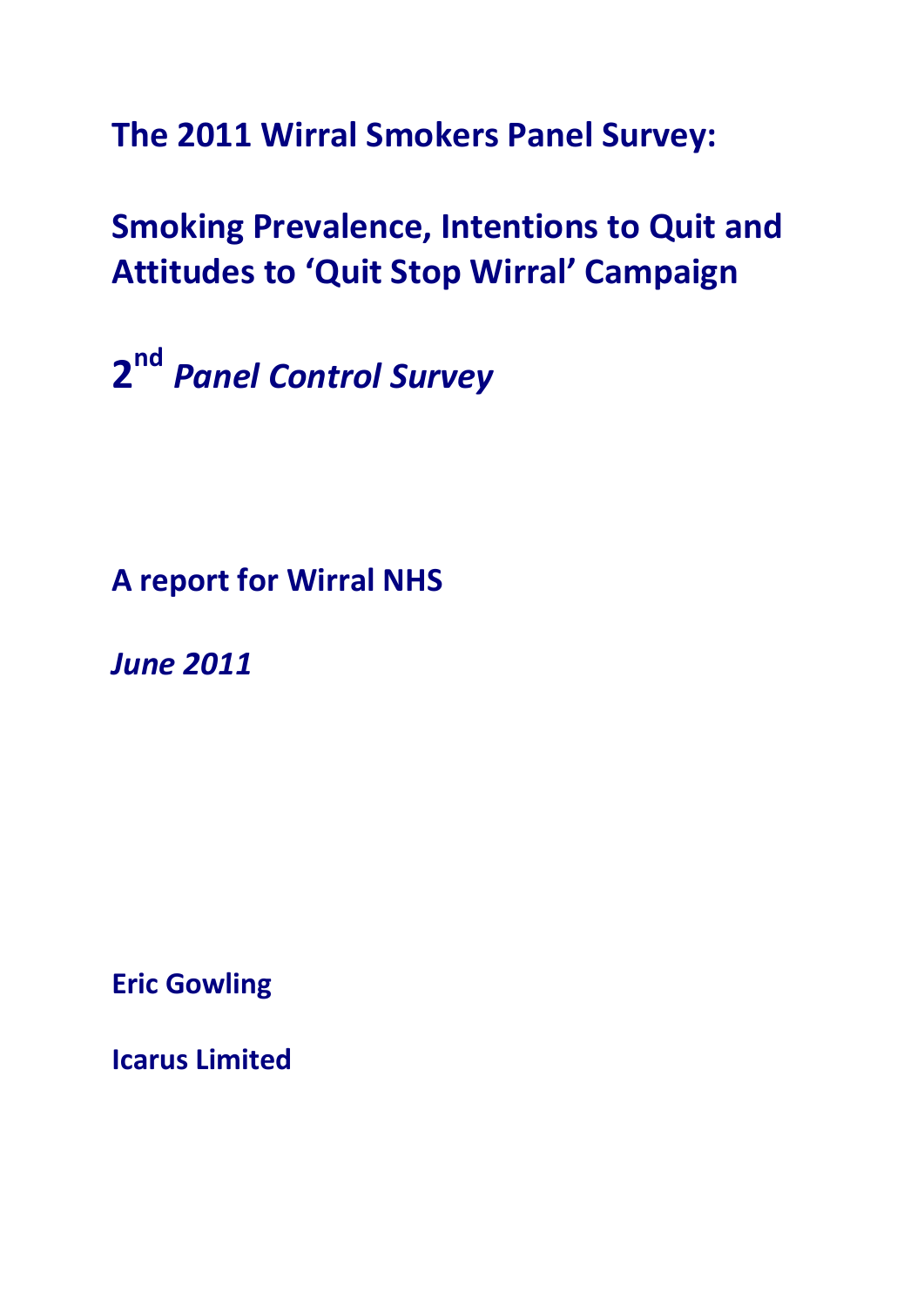# The 2011 Wirral Smokers Panel Survey:

# Smoking Prevalence, Intentions to Quit and Attitudes to 'Quit Stop Wirral' Campaign

## 2nd *Panel Control Survey*

**A report for Wirral NHS**

***June 2011***

**Eric Gowling**

**Icarus Limited**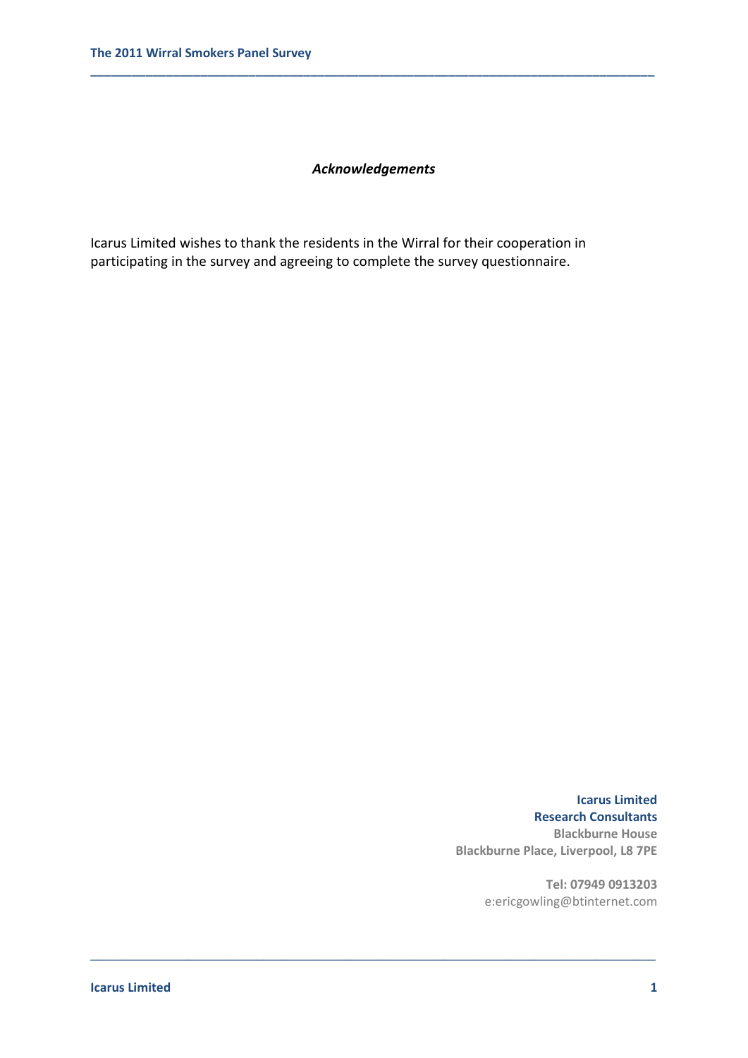***Acknowledgements***

Icarus Limited wishes to thank the residents in the Wirral for their cooperation in participating in the survey and agreeing to complete the survey questionnaire.

**Icarus Limited**
**Research Consultants**
**Blackburne House**
**Blackburne Place, Liverpool, L8 7PE**

**Tel: 07949 0913203**
e:ericgowling@btinternet.com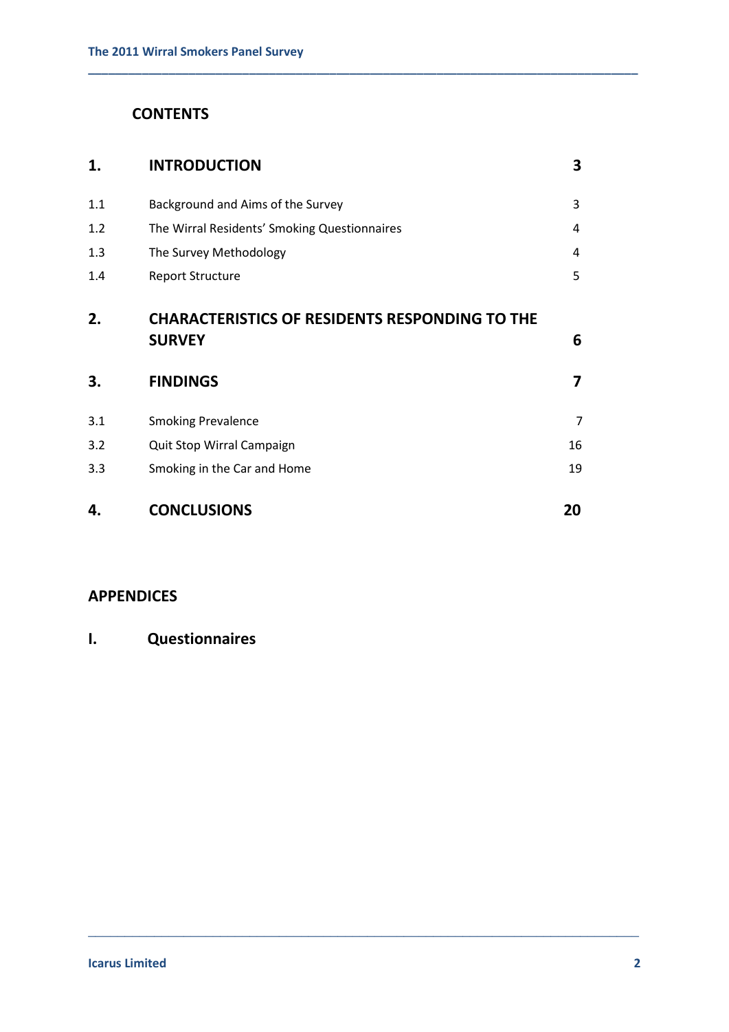# CONTENTS

| | | |
|---|---|---|
| **1.** | **INTRODUCTION** | **3** |
| 1.1 | Background and Aims of the Survey | 3 |
| 1.2 | The Wirral Residents' Smoking Questionnaires | 4 |
| 1.3 | The Survey Methodology | 4 |
| 1.4 | Report Structure | 5 |
| **2.** | **CHARACTERISTICS OF RESIDENTS RESPONDING TO THE SURVEY** | **6** |
| **3.** | **FINDINGS** | **7** |
| 3.1 | Smoking Prevalence | 7 |
| 3.2 | Quit Stop Wirral Campaign | 16 |
| 3.3 | Smoking in the Car and Home | 19 |
| **4.** | **CONCLUSIONS** | **20** |

## APPENDICES

**I.** **Questionnaires**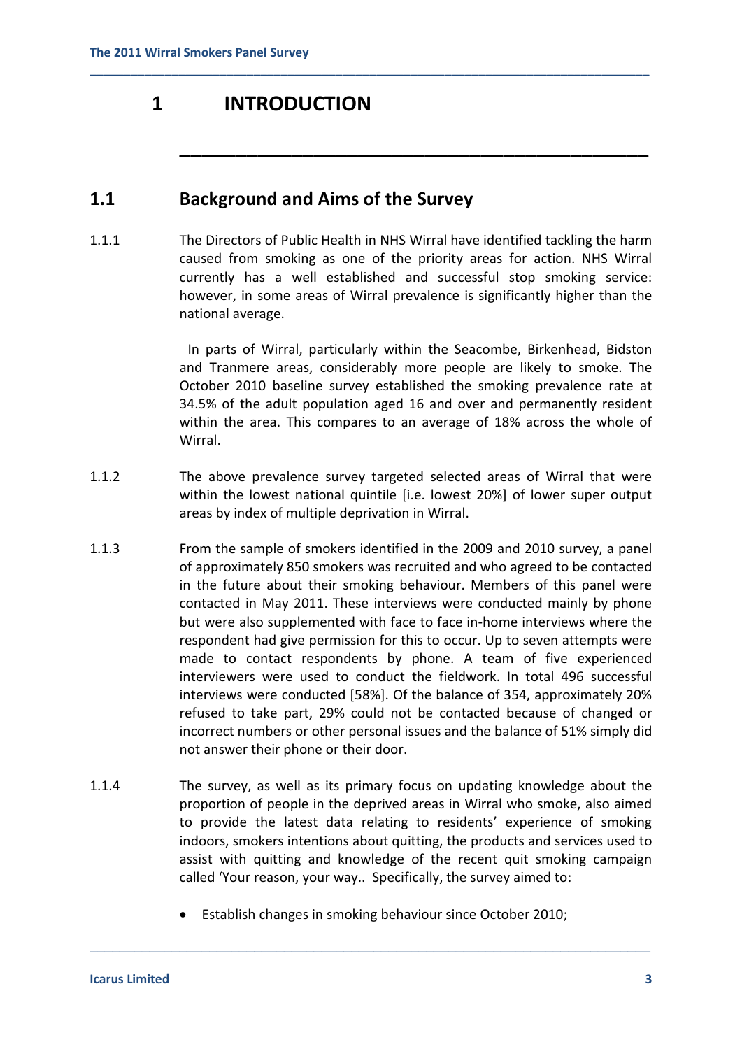# 1 INTRODUCTION

## 1.1 Background and Aims of the Survey

1.1.1 The Directors of Public Health in NHS Wirral have identified tackling the harm caused from smoking as one of the priority areas for action. NHS Wirral currently has a well established and successful stop smoking service: however, in some areas of Wirral prevalence is significantly higher than the national average.

In parts of Wirral, particularly within the Seacombe, Birkenhead, Bidston and Tranmere areas, considerably more people are likely to smoke. The October 2010 baseline survey established the smoking prevalence rate at 34.5% of the adult population aged 16 and over and permanently resident within the area. This compares to an average of 18% across the whole of Wirral.

1.1.2 The above prevalence survey targeted selected areas of Wirral that were within the lowest national quintile [i.e. lowest 20%] of lower super output areas by index of multiple deprivation in Wirral.

1.1.3 From the sample of smokers identified in the 2009 and 2010 survey, a panel of approximately 850 smokers was recruited and who agreed to be contacted in the future about their smoking behaviour. Members of this panel were contacted in May 2011. These interviews were conducted mainly by phone but were also supplemented with face to face in-home interviews where the respondent had give permission for this to occur. Up to seven attempts were made to contact respondents by phone. A team of five experienced interviewers were used to conduct the fieldwork. In total 496 successful interviews were conducted [58%]. Of the balance of 354, approximately 20% refused to take part, 29% could not be contacted because of changed or incorrect numbers or other personal issues and the balance of 51% simply did not answer their phone or their door.

1.1.4 The survey, as well as its primary focus on updating knowledge about the proportion of people in the deprived areas in Wirral who smoke, also aimed to provide the latest data relating to residents' experience of smoking indoors, smokers intentions about quitting, the products and services used to assist with quitting and knowledge of the recent quit smoking campaign called 'Your reason, your way.. Specifically, the survey aimed to:

- Establish changes in smoking behaviour since October 2010;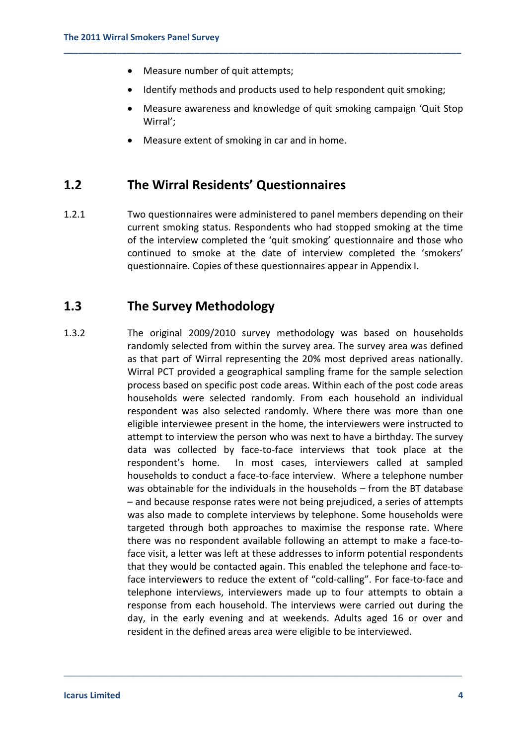- Measure number of quit attempts;
- Identify methods and products used to help respondent quit smoking;
- Measure awareness and knowledge of quit smoking campaign 'Quit Stop Wirral';
- Measure extent of smoking in car and in home.

## 1.2 The Wirral Residents' Questionnaires

1.2.1 Two questionnaires were administered to panel members depending on their current smoking status. Respondents who had stopped smoking at the time of the interview completed the 'quit smoking' questionnaire and those who continued to smoke at the date of interview completed the 'smokers' questionnaire. Copies of these questionnaires appear in Appendix I.

## 1.3 The Survey Methodology

1.3.2 The original 2009/2010 survey methodology was based on households randomly selected from within the survey area. The survey area was defined as that part of Wirral representing the 20% most deprived areas nationally. Wirral PCT provided a geographical sampling frame for the sample selection process based on specific post code areas. Within each of the post code areas households were selected randomly. From each household an individual respondent was also selected randomly. Where there was more than one eligible interviewee present in the home, the interviewers were instructed to attempt to interview the person who was next to have a birthday. The survey data was collected by face-to-face interviews that took place at the respondent's home. In most cases, interviewers called at sampled households to conduct a face-to-face interview. Where a telephone number was obtainable for the individuals in the households – from the BT database – and because response rates were not being prejudiced, a series of attempts was also made to complete interviews by telephone. Some households were targeted through both approaches to maximise the response rate. Where there was no respondent available following an attempt to make a face-to-face visit, a letter was left at these addresses to inform potential respondents that they would be contacted again. This enabled the telephone and face-to-face interviewers to reduce the extent of "cold-calling". For face-to-face and telephone interviews, interviewers made up to four attempts to obtain a response from each household. The interviews were carried out during the day, in the early evening and at weekends. Adults aged 16 or over and resident in the defined areas area were eligible to be interviewed.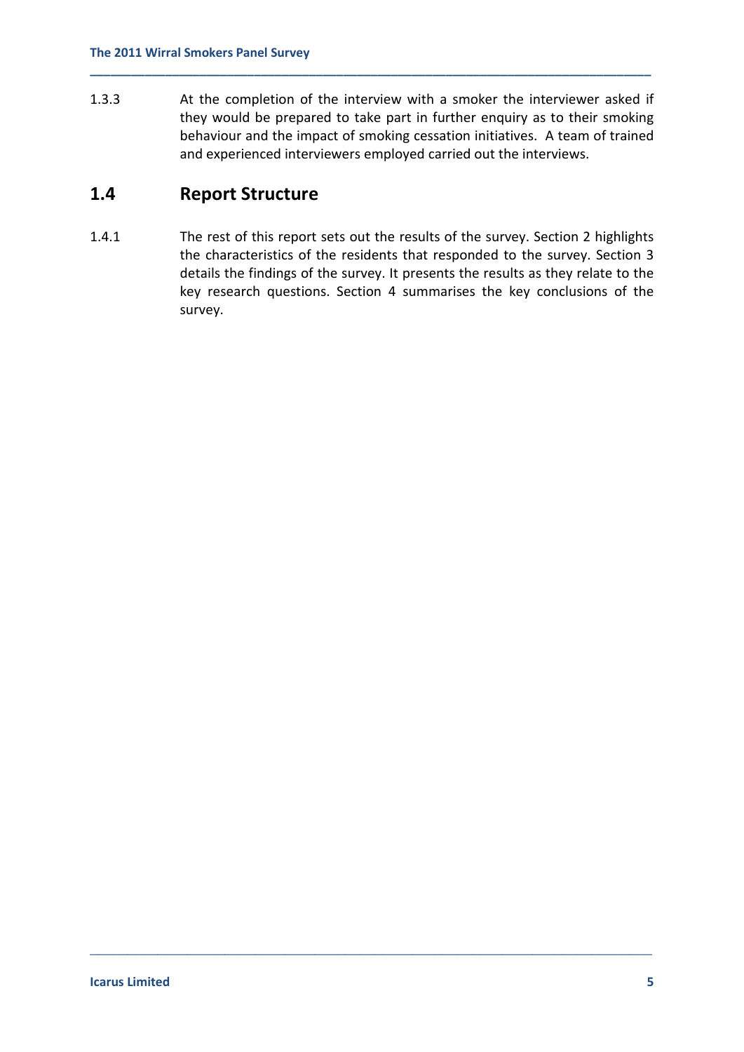1.3.3 At the completion of the interview with a smoker the interviewer asked if they would be prepared to take part in further enquiry as to their smoking behaviour and the impact of smoking cessation initiatives. A team of trained and experienced interviewers employed carried out the interviews.

## 1.4 Report Structure

1.4.1 The rest of this report sets out the results of the survey. Section 2 highlights the characteristics of the residents that responded to the survey. Section 3 details the findings of the survey. It presents the results as they relate to the key research questions. Section 4 summarises the key conclusions of the survey.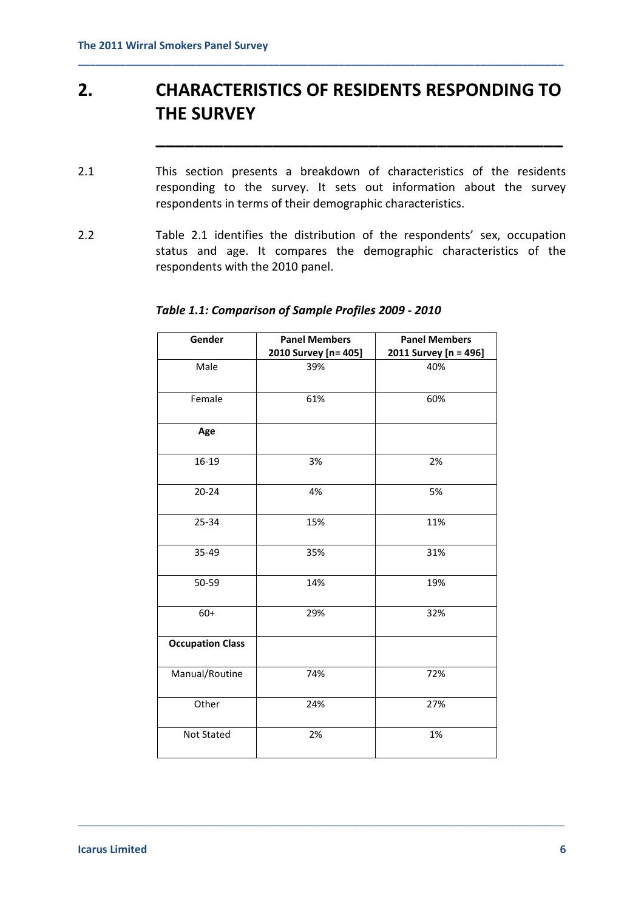# 2. CHARACTERISTICS OF RESIDENTS RESPONDING TO THE SURVEY

2.1 This section presents a breakdown of characteristics of the residents responding to the survey. It sets out information about the survey respondents in terms of their demographic characteristics.

2.2 Table 2.1 identifies the distribution of the respondents' sex, occupation status and age. It compares the demographic characteristics of the respondents with the 2010 panel.

***Table 1.1: Comparison of Sample Profiles 2009 - 2010***

| Gender | Panel Members 2010 Survey [n= 405] | Panel Members 2011 Survey [n = 496] |
|---|---|---|
| Male | 39% | 40% |
| Female | 61% | 60% |
| **Age** | | |
| 16-19 | 3% | 2% |
| 20-24 | 4% | 5% |
| 25-34 | 15% | 11% |
| 35-49 | 35% | 31% |
| 50-59 | 14% | 19% |
| 60+ | 29% | 32% |
| **Occupation Class** | | |
| Manual/Routine | 74% | 72% |
| Other | 24% | 27% |
| Not Stated | 2% | 1% |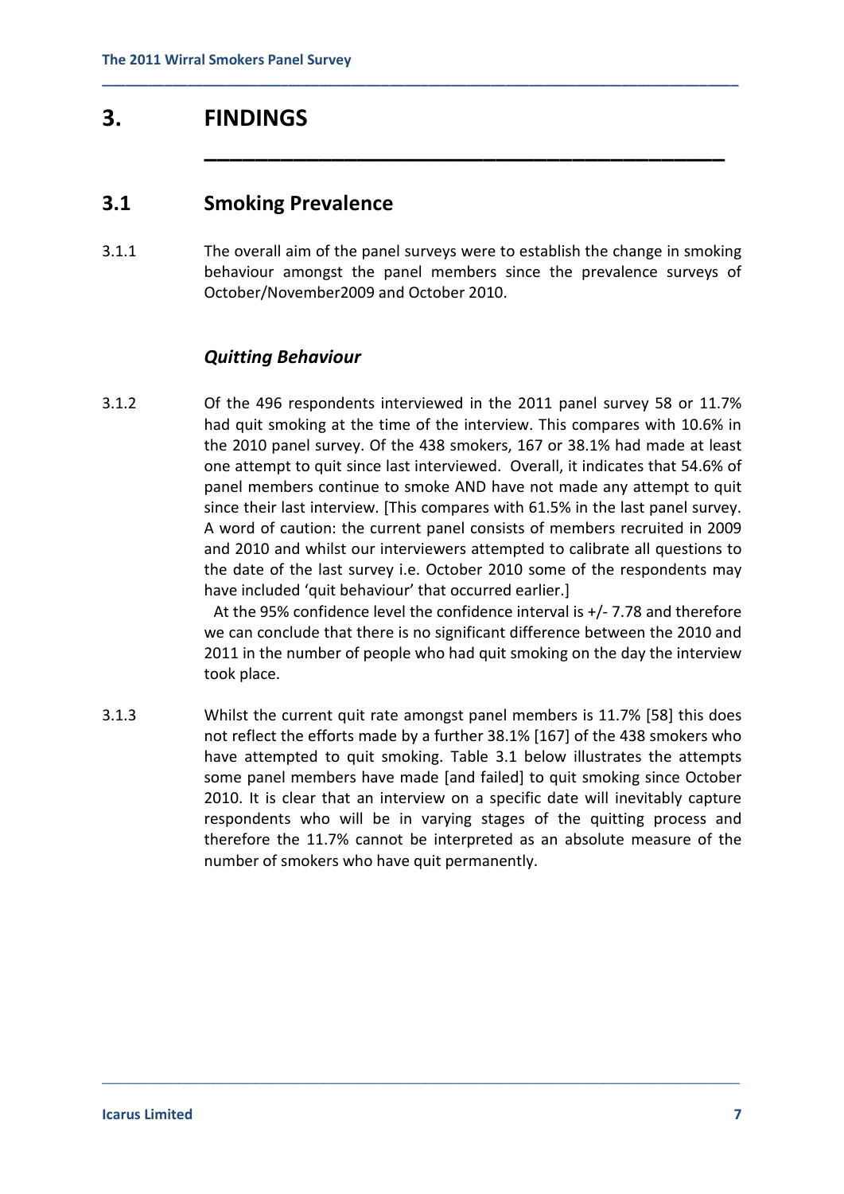# 3. FINDINGS

## 3.1 Smoking Prevalence

3.1.1 The overall aim of the panel surveys were to establish the change in smoking behaviour amongst the panel members since the prevalence surveys of October/November2009 and October 2010.

### *Quitting Behaviour*

3.1.2 Of the 496 respondents interviewed in the 2011 panel survey 58 or 11.7% had quit smoking at the time of the interview. This compares with 10.6% in the 2010 panel survey. Of the 438 smokers, 167 or 38.1% had made at least one attempt to quit since last interviewed. Overall, it indicates that 54.6% of panel members continue to smoke AND have not made any attempt to quit since their last interview. [This compares with 61.5% in the last panel survey. A word of caution: the current panel consists of members recruited in 2009 and 2010 and whilst our interviewers attempted to calibrate all questions to the date of the last survey i.e. October 2010 some of the respondents may have included 'quit behaviour' that occurred earlier.]

At the 95% confidence level the confidence interval is +/- 7.78 and therefore we can conclude that there is no significant difference between the 2010 and 2011 in the number of people who had quit smoking on the day the interview took place.

3.1.3 Whilst the current quit rate amongst panel members is 11.7% [58] this does not reflect the efforts made by a further 38.1% [167] of the 438 smokers who have attempted to quit smoking. Table 3.1 below illustrates the attempts some panel members have made [and failed] to quit smoking since October 2010. It is clear that an interview on a specific date will inevitably capture respondents who will be in varying stages of the quitting process and therefore the 11.7% cannot be interpreted as an absolute measure of the number of smokers who have quit permanently.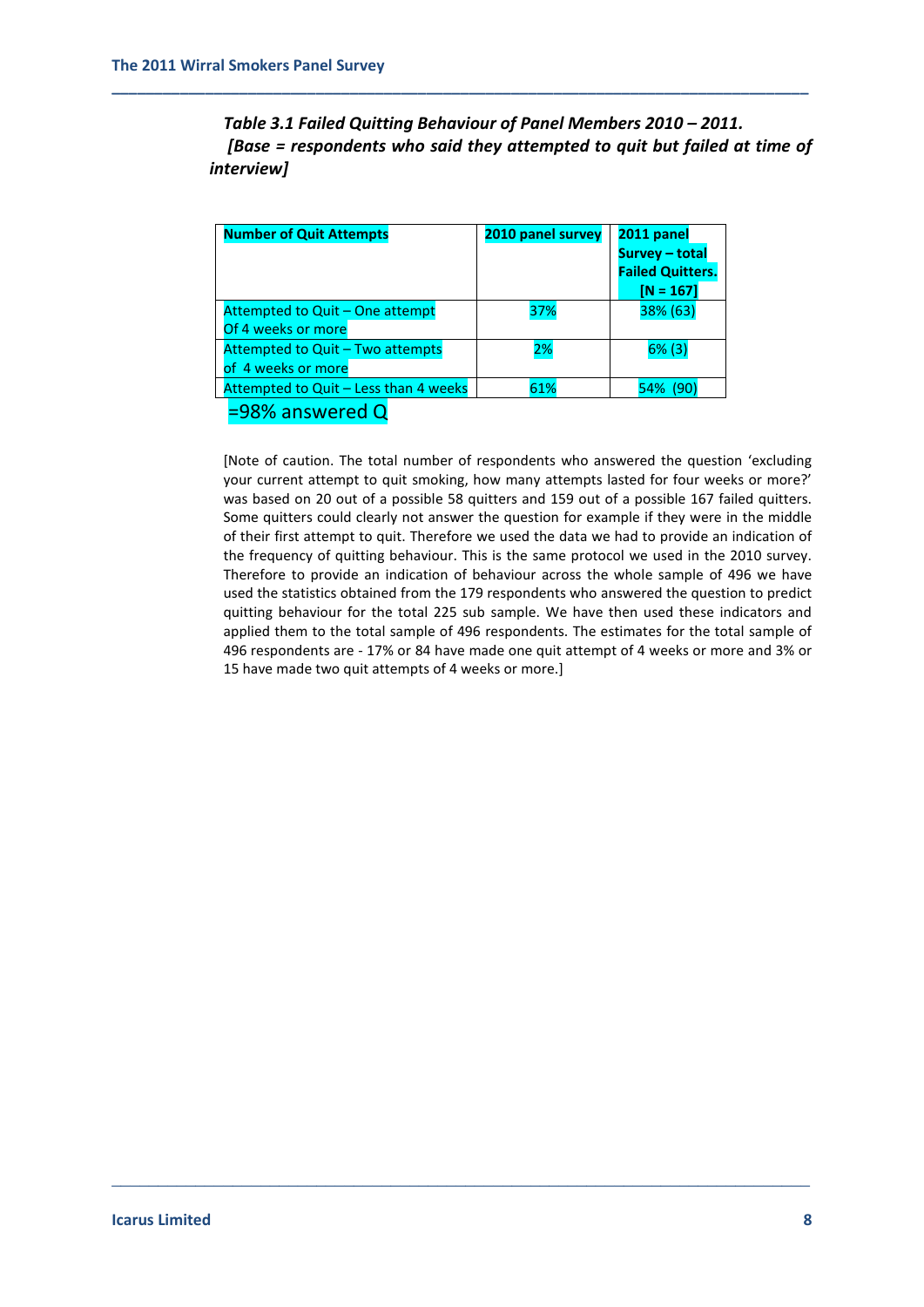*Table 3.1 Failed Quitting Behaviour of Panel Members 2010 – 2011.*
*[Base = respondents who said they attempted to quit but failed at time of interview]*

| **Number of Quit Attempts** | **2010 panel survey** | **2011 panel Survey – total Failed Quitters. [N = 167]** |
|---|---|---|
| Attempted to Quit – One attempt Of 4 weeks or more | 37% | 38% (63) |
| Attempted to Quit – Two attempts of 4 weeks or more | 2% | 6% (3) |
| Attempted to Quit – Less than 4 weeks | 61% | 54% (90) |

=98% answered Q

[Note of caution. The total number of respondents who answered the question 'excluding your current attempt to quit smoking, how many attempts lasted for four weeks or more?' was based on 20 out of a possible 58 quitters and 159 out of a possible 167 failed quitters. Some quitters could clearly not answer the question for example if they were in the middle of their first attempt to quit. Therefore we used the data we had to provide an indication of the frequency of quitting behaviour. This is the same protocol we used in the 2010 survey. Therefore to provide an indication of behaviour across the whole sample of 496 we have used the statistics obtained from the 179 respondents who answered the question to predict quitting behaviour for the total 225 sub sample. We have then used these indicators and applied them to the total sample of 496 respondents. The estimates for the total sample of 496 respondents are - 17% or 84 have made one quit attempt of 4 weeks or more and 3% or 15 have made two quit attempts of 4 weeks or more.]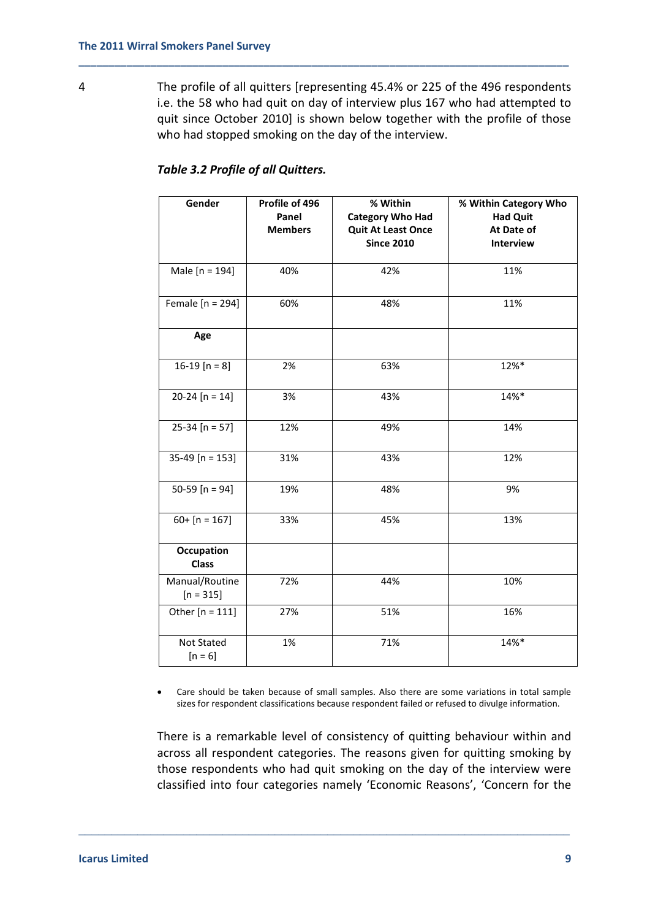4 The profile of all quitters [representing 45.4% or 225 of the 496 respondents i.e. the 58 who had quit on day of interview plus 167 who had attempted to quit since October 2010] is shown below together with the profile of those who had stopped smoking on the day of the interview.

***Table 3.2 Profile of all Quitters.***

| Gender | Profile of 496 Panel Members | % Within Category Who Had Quit At Least Once Since 2010 | % Within Category Who Had Quit At Date of Interview |
|---|---|---|---|
| Male [n = 194] | 40% | 42% | 11% |
| Female [n = 294] | 60% | 48% | 11% |
| **Age** | | | |
| 16-19 [n = 8] | 2% | 63% | 12%* |
| 20-24 [n = 14] | 3% | 43% | 14%* |
| 25-34 [n = 57] | 12% | 49% | 14% |
| 35-49 [n = 153] | 31% | 43% | 12% |
| 50-59 [n = 94] | 19% | 48% | 9% |
| 60+ [n = 167] | 33% | 45% | 13% |
| **Occupation Class** | | | |
| Manual/Routine [n = 315] | 72% | 44% | 10% |
| Other [n = 111] | 27% | 51% | 16% |
| Not Stated [n = 6] | 1% | 71% | 14%* |

- Care should be taken because of small samples. Also there are some variations in total sample sizes for respondent classifications because respondent failed or refused to divulge information.

There is a remarkable level of consistency of quitting behaviour within and across all respondent categories. The reasons given for quitting smoking by those respondents who had quit smoking on the day of the interview were classified into four categories namely 'Economic Reasons', 'Concern for the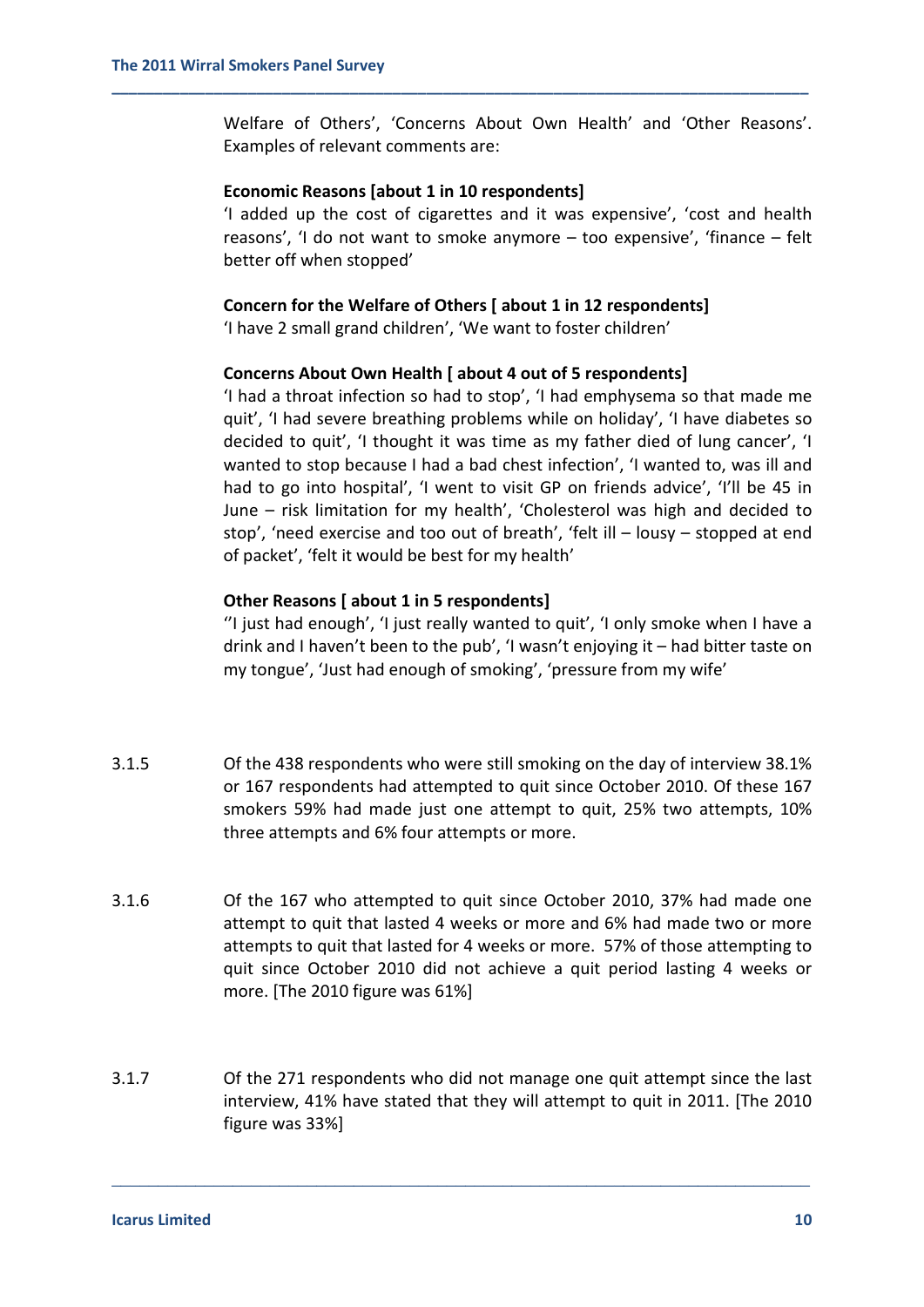Welfare of Others', 'Concerns About Own Health' and 'Other Reasons'. Examples of relevant comments are:

**Economic Reasons [about 1 in 10 respondents]**
'I added up the cost of cigarettes and it was expensive', 'cost and health reasons', 'I do not want to smoke anymore – too expensive', 'finance – felt better off when stopped'

**Concern for the Welfare of Others [ about 1 in 12 respondents]**
'I have 2 small grand children', 'We want to foster children'

**Concerns About Own Health [ about 4 out of 5 respondents]**
'I had a throat infection so had to stop', 'I had emphysema so that made me quit', 'I had severe breathing problems while on holiday', 'I have diabetes so decided to quit', 'I thought it was time as my father died of lung cancer', 'I wanted to stop because I had a bad chest infection', 'I wanted to, was ill and had to go into hospital', 'I went to visit GP on friends advice', 'I'll be 45 in June – risk limitation for my health', 'Cholesterol was high and decided to stop', 'need exercise and too out of breath', 'felt ill – lousy – stopped at end of packet', 'felt it would be best for my health'

**Other Reasons [ about 1 in 5 respondents]**
''I just had enough', 'I just really wanted to quit', 'I only smoke when I have a drink and I haven't been to the pub', 'I wasn't enjoying it – had bitter taste on my tongue', 'Just had enough of smoking', 'pressure from my wife'

3.1.5 Of the 438 respondents who were still smoking on the day of interview 38.1% or 167 respondents had attempted to quit since October 2010. Of these 167 smokers 59% had made just one attempt to quit, 25% two attempts, 10% three attempts and 6% four attempts or more.

3.1.6 Of the 167 who attempted to quit since October 2010, 37% had made one attempt to quit that lasted 4 weeks or more and 6% had made two or more attempts to quit that lasted for 4 weeks or more. 57% of those attempting to quit since October 2010 did not achieve a quit period lasting 4 weeks or more. [The 2010 figure was 61%]

3.1.7 Of the 271 respondents who did not manage one quit attempt since the last interview, 41% have stated that they will attempt to quit in 2011. [The 2010 figure was 33%]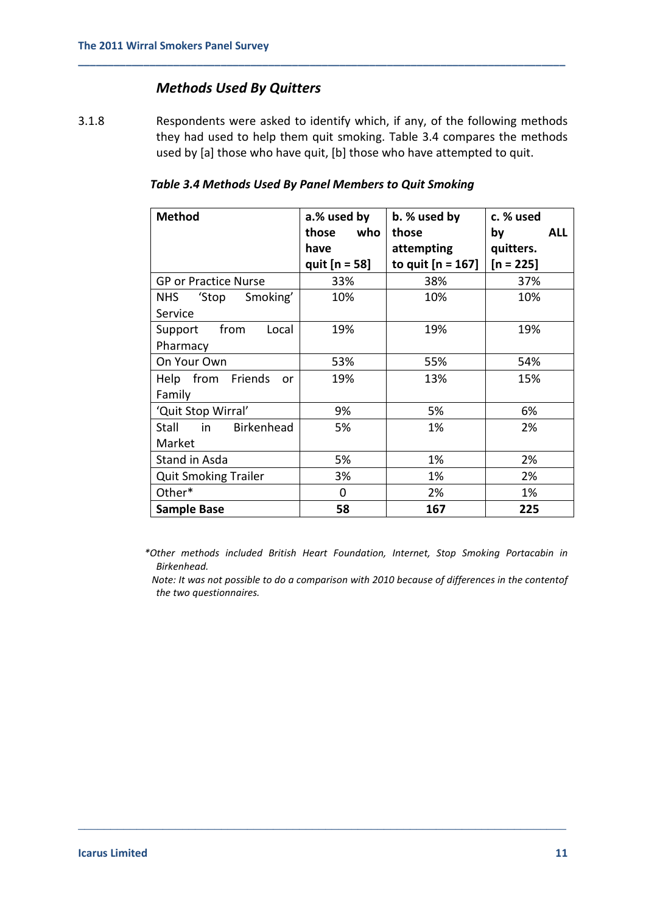### *Methods Used By Quitters*

3.1.8 Respondents were asked to identify which, if any, of the following methods they had used to help them quit smoking. Table 3.4 compares the methods used by [a] those who have quit, [b] those who have attempted to quit.

***Table 3.4 Methods Used By Panel Members to Quit Smoking***

| **Method** | **a.% used by those who have quit [n = 58]** | **b. % used by those attempting to quit [n = 167]** | **c. % used by ALL quitters. [n = 225]** |
|---|---|---|---|
| GP or Practice Nurse | 33% | 38% | 37% |
| NHS 'Stop Smoking' Service | 10% | 10% | 10% |
| Support from Local Pharmacy | 19% | 19% | 19% |
| On Your Own | 53% | 55% | 54% |
| Help from Friends or Family | 19% | 13% | 15% |
| 'Quit Stop Wirral' | 9% | 5% | 6% |
| Stall in Birkenhead Market | 5% | 1% | 2% |
| Stand in Asda | 5% | 1% | 2% |
| Quit Smoking Trailer | 3% | 1% | 2% |
| Other* | 0 | 2% | 1% |
| **Sample Base** | **58** | **167** | **225** |

**Other methods included British Heart Foundation, Internet, Stop Smoking Portacabin in Birkenhead.*

*Note: It was not possible to do a comparison with 2010 because of differences in the contentof the two questionnaires.*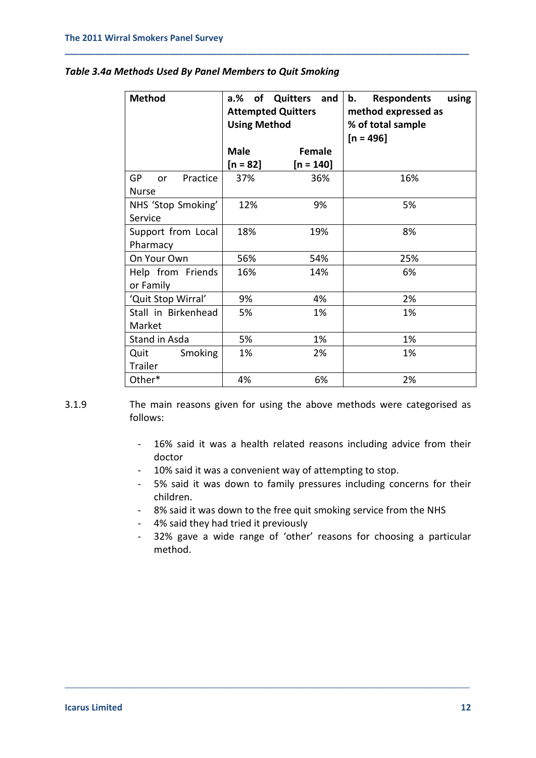*Table 3.4a Methods Used By Panel Members to Quit Smoking*

| Method | a.% of Quitters and Attempted Quitters Using Method | | b. Respondents using method expressed as % of total sample [n = 496] |
|---|---|---|---|
| | Male [n = 82] | Female [n = 140] | |
| GP or Practice Nurse | 37% | 36% | 16% |
| NHS 'Stop Smoking' Service | 12% | 9% | 5% |
| Support from Local Pharmacy | 18% | 19% | 8% |
| On Your Own | 56% | 54% | 25% |
| Help from Friends or Family | 16% | 14% | 6% |
| 'Quit Stop Wirral' | 9% | 4% | 2% |
| Stall in Birkenhead Market | 5% | 1% | 1% |
| Stand in Asda | 5% | 1% | 1% |
| Quit Smoking Trailer | 1% | 2% | 1% |
| Other* | 4% | 6% | 2% |

3.1.9 The main reasons given for using the above methods were categorised as follows:

- 16% said it was a health related reasons including advice from their doctor
- 10% said it was a convenient way of attempting to stop.
- 5% said it was down to family pressures including concerns for their children.
- 8% said it was down to the free quit smoking service from the NHS
- 4% said they had tried it previously
- 32% gave a wide range of 'other' reasons for choosing a particular method.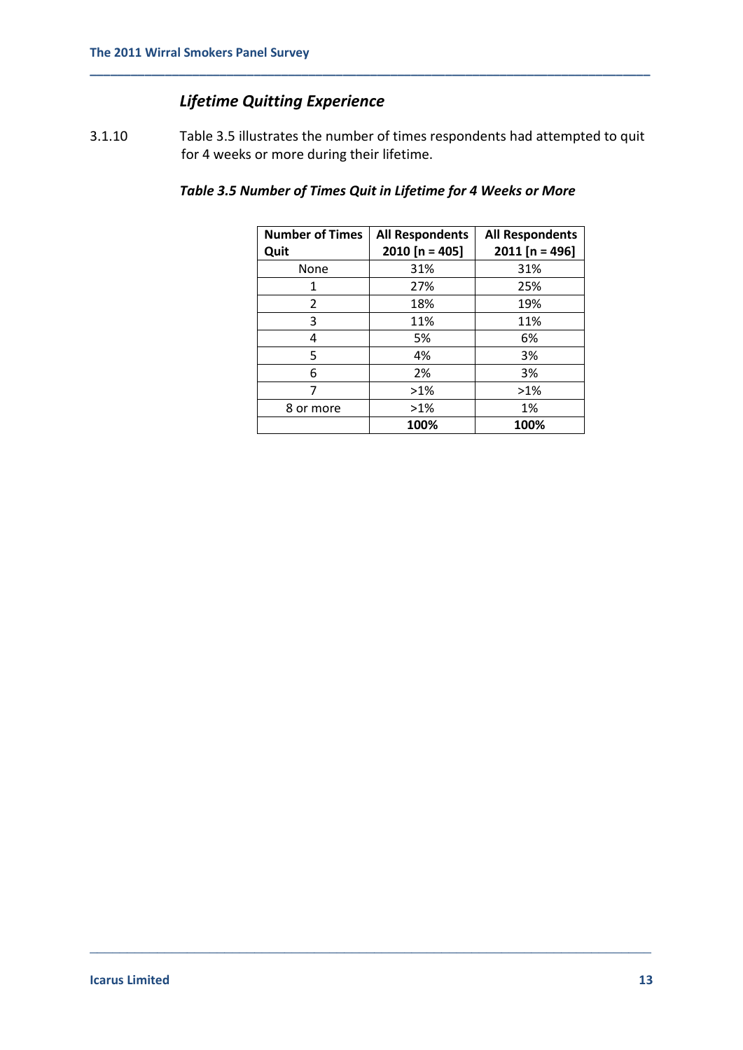### *Lifetime Quitting Experience*

3.1.10 Table 3.5 illustrates the number of times respondents had attempted to quit for 4 weeks or more during their lifetime.

***Table 3.5 Number of Times Quit in Lifetime for 4 Weeks or More***

| Number of Times Quit | All Respondents 2010 [n = 405] | All Respondents 2011 [n = 496] |
|---|---|---|
| None | 31% | 31% |
| 1 | 27% | 25% |
| 2 | 18% | 19% |
| 3 | 11% | 11% |
| 4 | 5% | 6% |
| 5 | 4% | 3% |
| 6 | 2% | 3% |
| 7 | >1% | >1% |
| 8 or more | >1% | 1% |
| | **100%** | **100%** |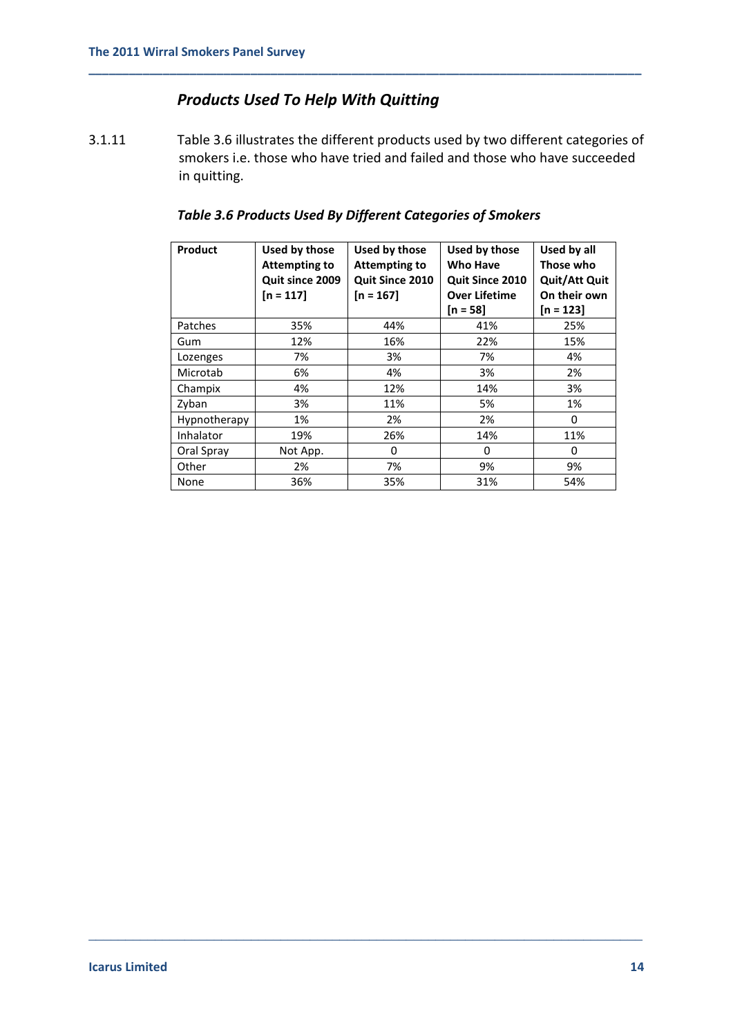### *Products Used To Help With Quitting*

3.1.11 Table 3.6 illustrates the different products used by two different categories of smokers i.e. those who have tried and failed and those who have succeeded in quitting.

***Table 3.6 Products Used By Different Categories of Smokers***

| Product | Used by those Attempting to Quit since 2009 [n = 117] | Used by those Attempting to Quit Since 2010 [n = 167] | Used by those Who Have Quit Since 2010 Over Lifetime [n = 58] | Used by all Those who Quit/Att Quit On their own [n = 123] |
|---|---|---|---|---|
| Patches | 35% | 44% | 41% | 25% |
| Gum | 12% | 16% | 22% | 15% |
| Lozenges | 7% | 3% | 7% | 4% |
| Microtab | 6% | 4% | 3% | 2% |
| Champix | 4% | 12% | 14% | 3% |
| Zyban | 3% | 11% | 5% | 1% |
| Hypnotherapy | 1% | 2% | 2% | 0 |
| Inhalator | 19% | 26% | 14% | 11% |
| Oral Spray | Not App. | 0 | 0 | 0 |
| Other | 2% | 7% | 9% | 9% |
| None | 36% | 35% | 31% | 54% |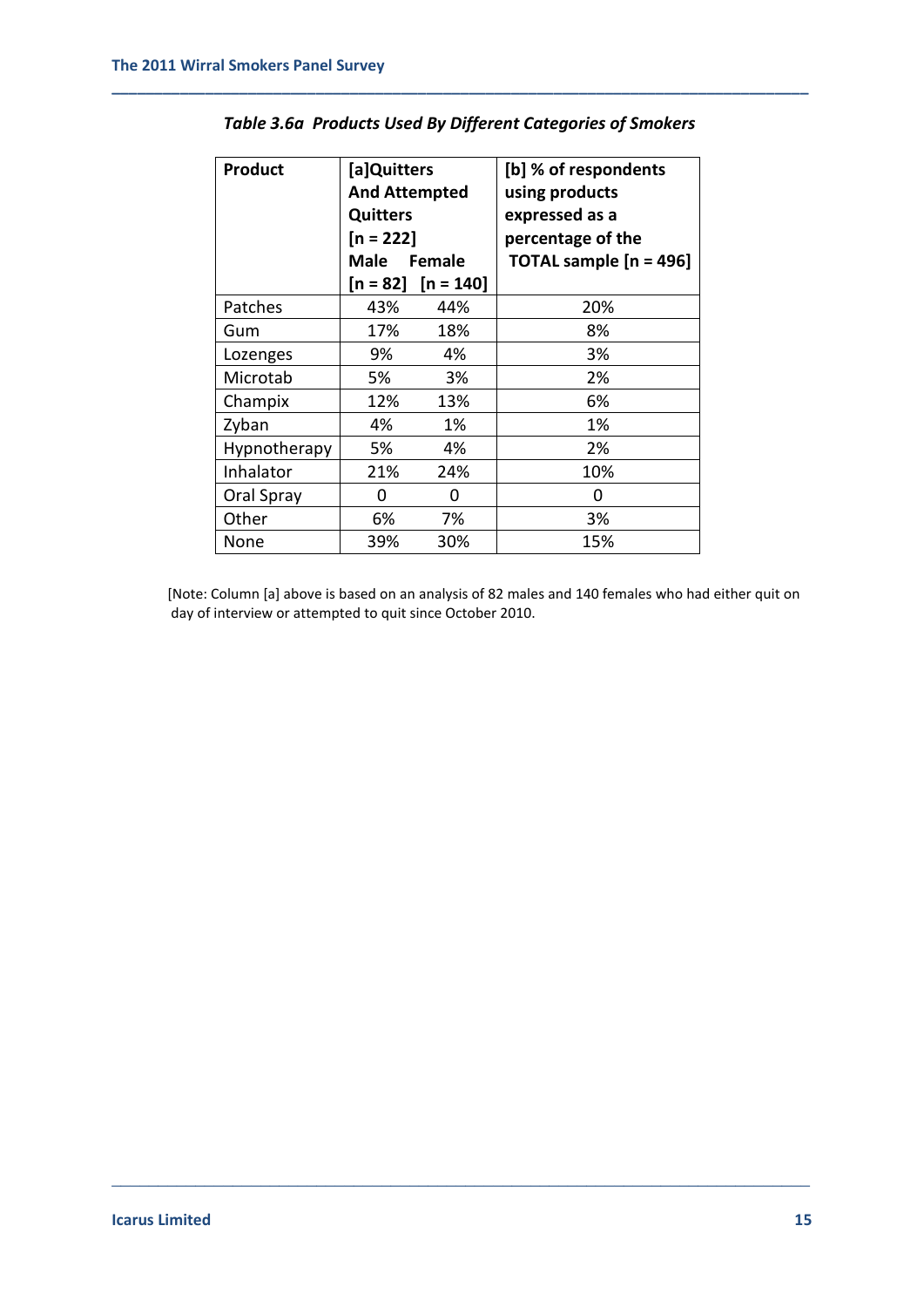*Table 3.6a Products Used By Different Categories of Smokers*

| Product | [a]Quitters And Attempted Quitters [n = 222] | | [b] % of respondents using products expressed as a percentage of the TOTAL sample [n = 496] |
|---|---|---|---|
| | Male [n = 82] | Female [n = 140] | |
| Patches | 43% | 44% | 20% |
| Gum | 17% | 18% | 8% |
| Lozenges | 9% | 4% | 3% |
| Microtab | 5% | 3% | 2% |
| Champix | 12% | 13% | 6% |
| Zyban | 4% | 1% | 1% |
| Hypnotherapy | 5% | 4% | 2% |
| Inhalator | 21% | 24% | 10% |
| Oral Spray | 0 | 0 | 0 |
| Other | 6% | 7% | 3% |
| None | 39% | 30% | 15% |

[Note: Column [a] above is based on an analysis of 82 males and 140 females who had either quit on day of interview or attempted to quit since October 2010.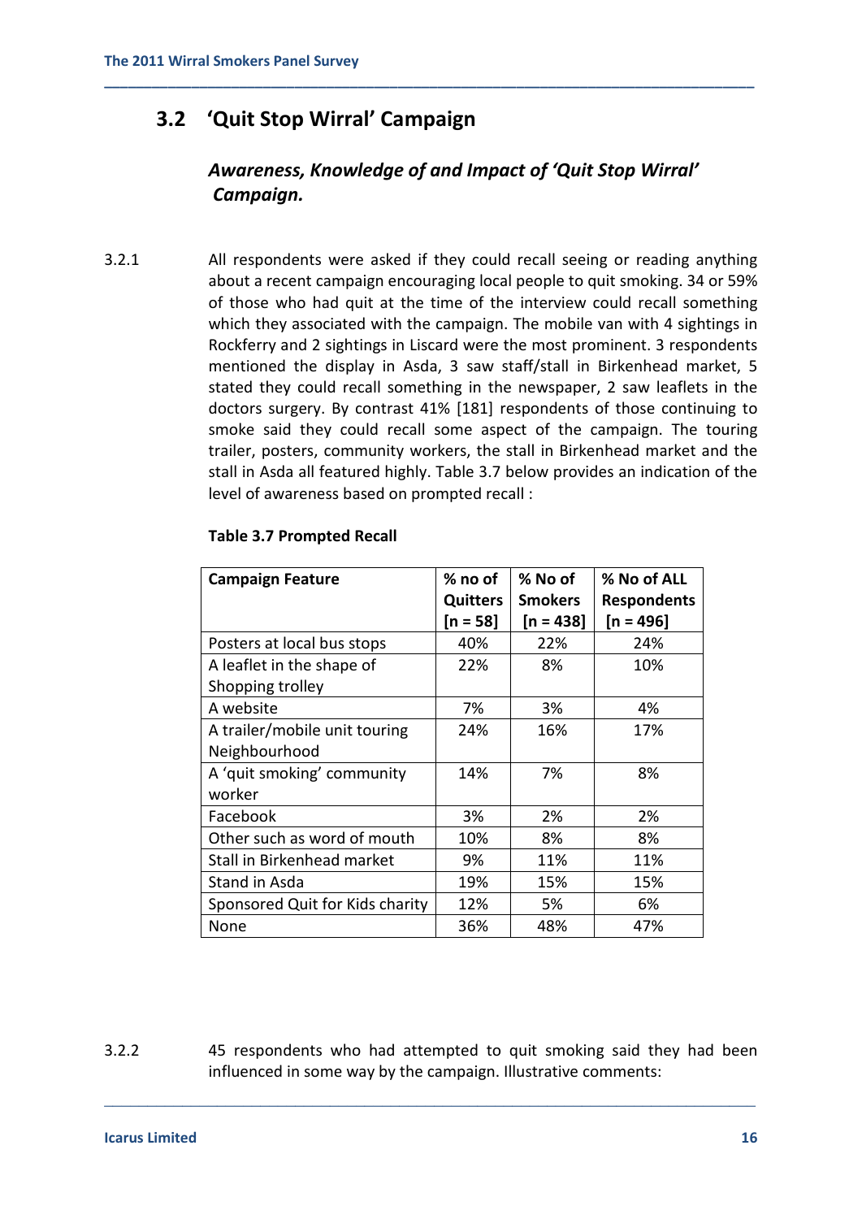## 3.2 'Quit Stop Wirral' Campaign

### *Awareness, Knowledge of and Impact of 'Quit Stop Wirral' Campaign.*

3.2.1 All respondents were asked if they could recall seeing or reading anything about a recent campaign encouraging local people to quit smoking. 34 or 59% of those who had quit at the time of the interview could recall something which they associated with the campaign. The mobile van with 4 sightings in Rockferry and 2 sightings in Liscard were the most prominent. 3 respondents mentioned the display in Asda, 3 saw staff/stall in Birkenhead market, 5 stated they could recall something in the newspaper, 2 saw leaflets in the doctors surgery. By contrast 41% [181] respondents of those continuing to smoke said they could recall some aspect of the campaign. The touring trailer, posters, community workers, the stall in Birkenhead market and the stall in Asda all featured highly. Table 3.7 below provides an indication of the level of awareness based on prompted recall :

**Table 3.7 Prompted Recall**

| Campaign Feature | % no of Quitters [n = 58] | % No of Smokers [n = 438] | % No of ALL Respondents [n = 496] |
|---|---|---|---|
| Posters at local bus stops | 40% | 22% | 24% |
| A leaflet in the shape of Shopping trolley | 22% | 8% | 10% |
| A website | 7% | 3% | 4% |
| A trailer/mobile unit touring Neighbourhood | 24% | 16% | 17% |
| A 'quit smoking' community worker | 14% | 7% | 8% |
| Facebook | 3% | 2% | 2% |
| Other such as word of mouth | 10% | 8% | 8% |
| Stall in Birkenhead market | 9% | 11% | 11% |
| Stand in Asda | 19% | 15% | 15% |
| Sponsored Quit for Kids charity | 12% | 5% | 6% |
| None | 36% | 48% | 47% |

3.2.2 45 respondents who had attempted to quit smoking said they had been influenced in some way by the campaign. Illustrative comments: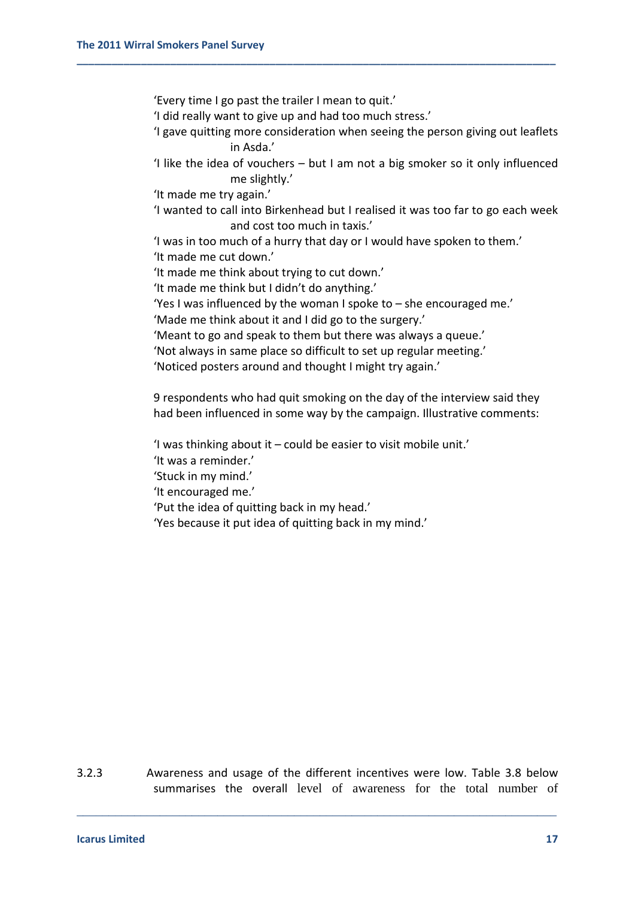'Every time I go past the trailer I mean to quit.'

'I did really want to give up and had too much stress.'

'I gave quitting more consideration when seeing the person giving out leaflets in Asda.'

'I like the idea of vouchers – but I am not a big smoker so it only influenced me slightly.'

'It made me try again.'

'I wanted to call into Birkenhead but I realised it was too far to go each week and cost too much in taxis.'

'I was in too much of a hurry that day or I would have spoken to them.'

'It made me cut down.'

'It made me think about trying to cut down.'

'It made me think but I didn't do anything.'

'Yes I was influenced by the woman I spoke to – she encouraged me.'

'Made me think about it and I did go to the surgery.'

'Meant to go and speak to them but there was always a queue.'

'Not always in same place so difficult to set up regular meeting.'

'Noticed posters around and thought I might try again.'

9 respondents who had quit smoking on the day of the interview said they had been influenced in some way by the campaign. Illustrative comments:

'I was thinking about it – could be easier to visit mobile unit.'

'It was a reminder.'

'Stuck in my mind.'

'It encouraged me.'

'Put the idea of quitting back in my head.'

'Yes because it put idea of quitting back in my mind.'

3.2.3 Awareness and usage of the different incentives were low. Table 3.8 below summarises the overall level of awareness for the total number of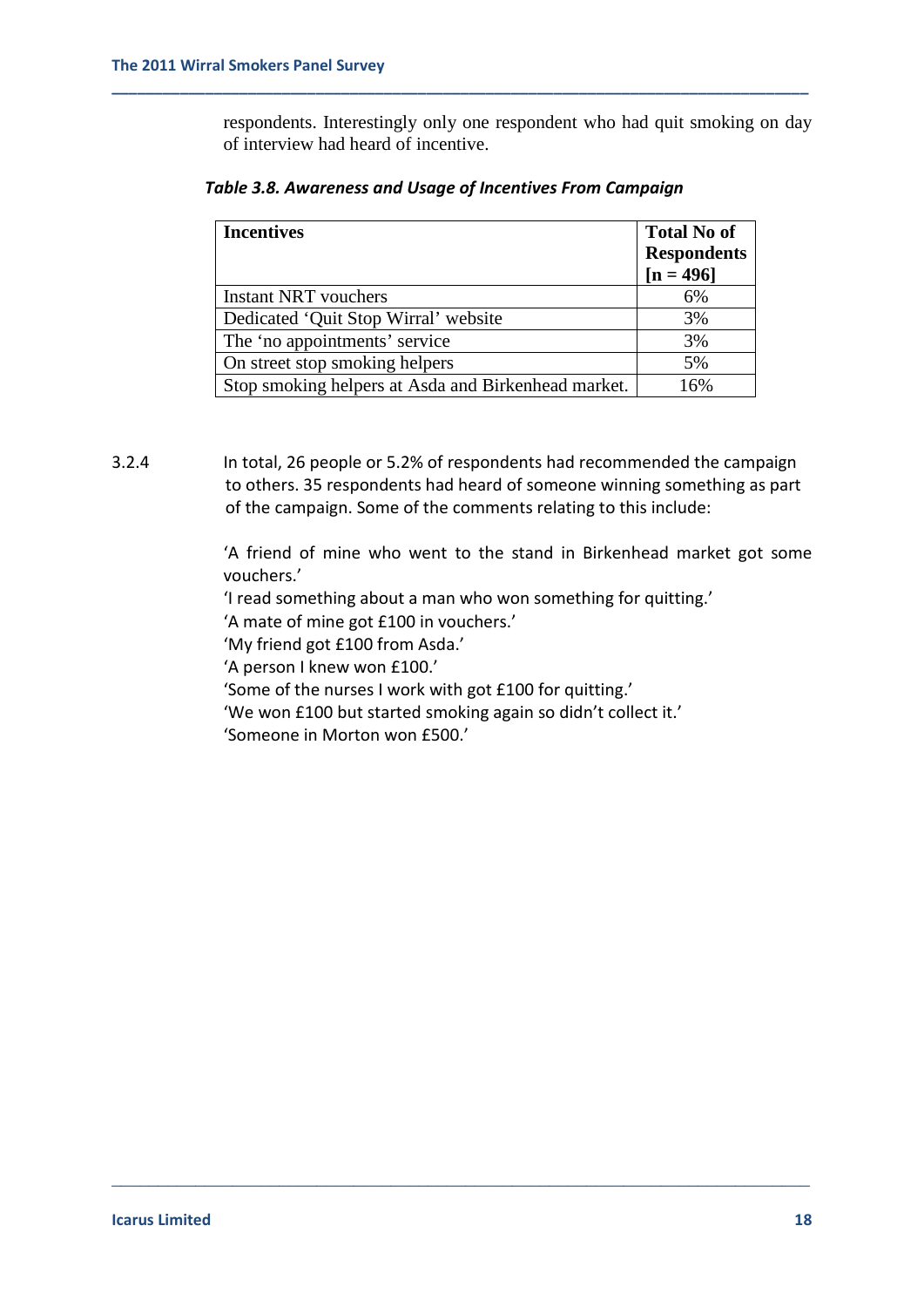respondents. Interestingly only one respondent who had quit smoking on day of interview had heard of incentive.

***Table 3.8. Awareness and Usage of Incentives From Campaign***

| **Incentives** | **Total No of Respondents [n = 496]** |
|---|---|
| Instant NRT vouchers | 6% |
| Dedicated 'Quit Stop Wirral' website | 3% |
| The 'no appointments' service | 3% |
| On street stop smoking helpers | 5% |
| Stop smoking helpers at Asda and Birkenhead market. | 16% |

3.2.4 In total, 26 people or 5.2% of respondents had recommended the campaign to others. 35 respondents had heard of someone winning something as part of the campaign. Some of the comments relating to this include:

'A friend of mine who went to the stand in Birkenhead market got some vouchers.'
'I read something about a man who won something for quitting.'
'A mate of mine got £100 in vouchers.'
'My friend got £100 from Asda.'
'A person I knew won £100.'
'Some of the nurses I work with got £100 for quitting.'
'We won £100 but started smoking again so didn't collect it.'
'Someone in Morton won £500.'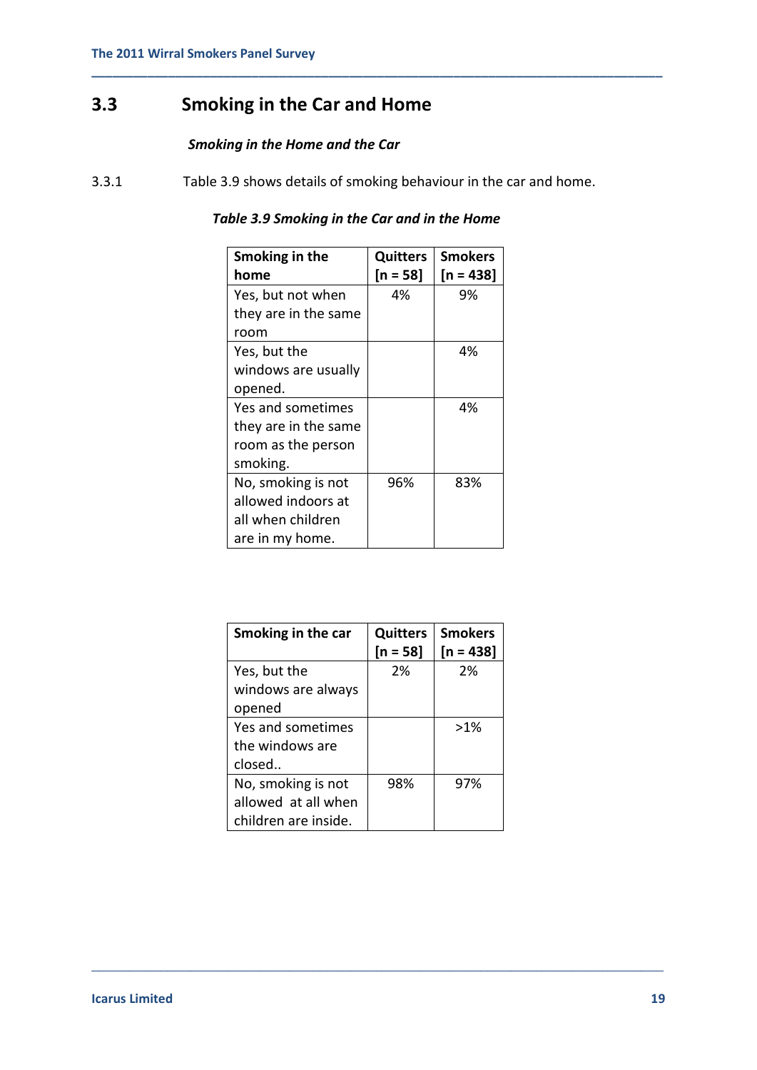## 3.3 Smoking in the Car and Home

***Smoking in the Home and the Car***

3.3.1 Table 3.9 shows details of smoking behaviour in the car and home.

***Table 3.9 Smoking in the Car and in the Home***

| Smoking in the home | Quitters [n = 58] | Smokers [n = 438] |
|---|---|---|
| Yes, but not when they are in the same room | 4% | 9% |
| Yes, but the windows are usually opened. | | 4% |
| Yes and sometimes they are in the same room as the person smoking. | | 4% |
| No, smoking is not allowed indoors at all when children are in my home. | 96% | 83% |

| Smoking in the car | Quitters [n = 58] | Smokers [n = 438] |
|---|---|---|
| Yes, but the windows are always opened | 2% | 2% |
| Yes and sometimes the windows are closed.. | | >1% |
| No, smoking is not allowed at all when children are inside. | 98% | 97% |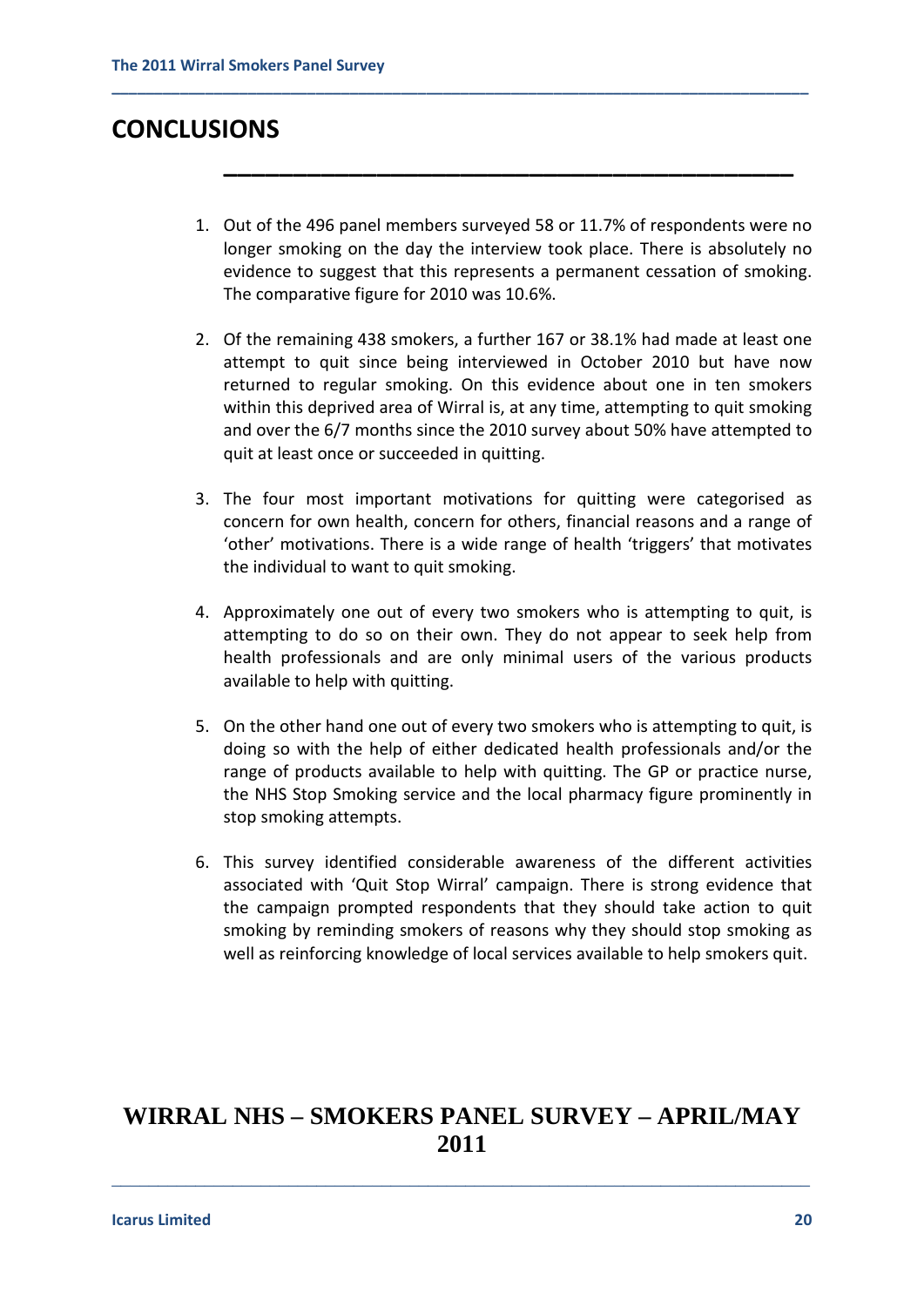# CONCLUSIONS

1. Out of the 496 panel members surveyed 58 or 11.7% of respondents were no longer smoking on the day the interview took place. There is absolutely no evidence to suggest that this represents a permanent cessation of smoking. The comparative figure for 2010 was 10.6%.

2. Of the remaining 438 smokers, a further 167 or 38.1% had made at least one attempt to quit since being interviewed in October 2010 but have now returned to regular smoking. On this evidence about one in ten smokers within this deprived area of Wirral is, at any time, attempting to quit smoking and over the 6/7 months since the 2010 survey about 50% have attempted to quit at least once or succeeded in quitting.

3. The four most important motivations for quitting were categorised as concern for own health, concern for others, financial reasons and a range of 'other' motivations. There is a wide range of health 'triggers' that motivates the individual to want to quit smoking.

4. Approximately one out of every two smokers who is attempting to quit, is attempting to do so on their own. They do not appear to seek help from health professionals and are only minimal users of the various products available to help with quitting.

5. On the other hand one out of every two smokers who is attempting to quit, is doing so with the help of either dedicated health professionals and/or the range of products available to help with quitting. The GP or practice nurse, the NHS Stop Smoking service and the local pharmacy figure prominently in stop smoking attempts.

6. This survey identified considerable awareness of the different activities associated with 'Quit Stop Wirral' campaign. There is strong evidence that the campaign prompted respondents that they should take action to quit smoking by reminding smokers of reasons why they should stop smoking as well as reinforcing knowledge of local services available to help smokers quit.

**WIRRAL NHS – SMOKERS PANEL SURVEY – APRIL/MAY 2011**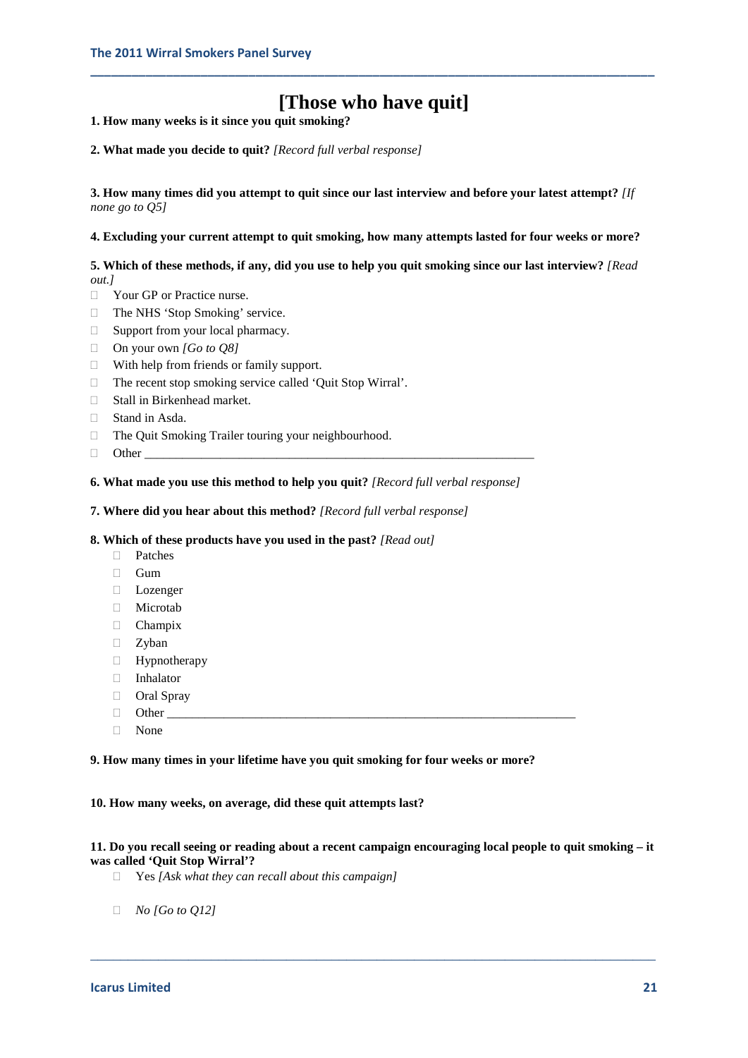# [Those who have quit]

**1. How many weeks is it since you quit smoking?**

**2. What made you decide to quit?** *[Record full verbal response]*

**3. How many times did you attempt to quit since our last interview and before your latest attempt?** *[If none go to Q5]*

**4. Excluding your current attempt to quit smoking, how many attempts lasted for four weeks or more?**

**5. Which of these methods, if any, did you use to help you quit smoking since our last interview?** *[Read out.]*

- ☐ Your GP or Practice nurse.
- ☐ The NHS 'Stop Smoking' service.
- ☐ Support from your local pharmacy.
- ☐ On your own *[Go to Q8]*
- ☐ With help from friends or family support.
- ☐ The recent stop smoking service called 'Quit Stop Wirral'.
- ☐ Stall in Birkenhead market.
- ☐ Stand in Asda.
- ☐ The Quit Smoking Trailer touring your neighbourhood.
- ☐ Other ___________________________________________________________

**6. What made you use this method to help you quit?** *[Record full verbal response]*

**7. Where did you hear about this method?** *[Record full verbal response]*

**8. Which of these products have you used in the past?** *[Read out]*

- ☐ Patches
- ☐ Gum
- ☐ Lozenger
- ☐ Microtab
- ☐ Champix
- ☐ Zyban
- ☐ Hypnotherapy
- ☐ Inhalator
- ☐ Oral Spray
- ☐ Other ___________________________________________________________
- ☐ None

**9. How many times in your lifetime have you quit smoking for four weeks or more?**

**10. How many weeks, on average, did these quit attempts last?**

**11. Do you recall seeing or reading about a recent campaign encouraging local people to quit smoking – it was called 'Quit Stop Wirral'?**

- ☐ Yes *[Ask what they can recall about this campaign]*
- ☐ *No [Go to Q12]*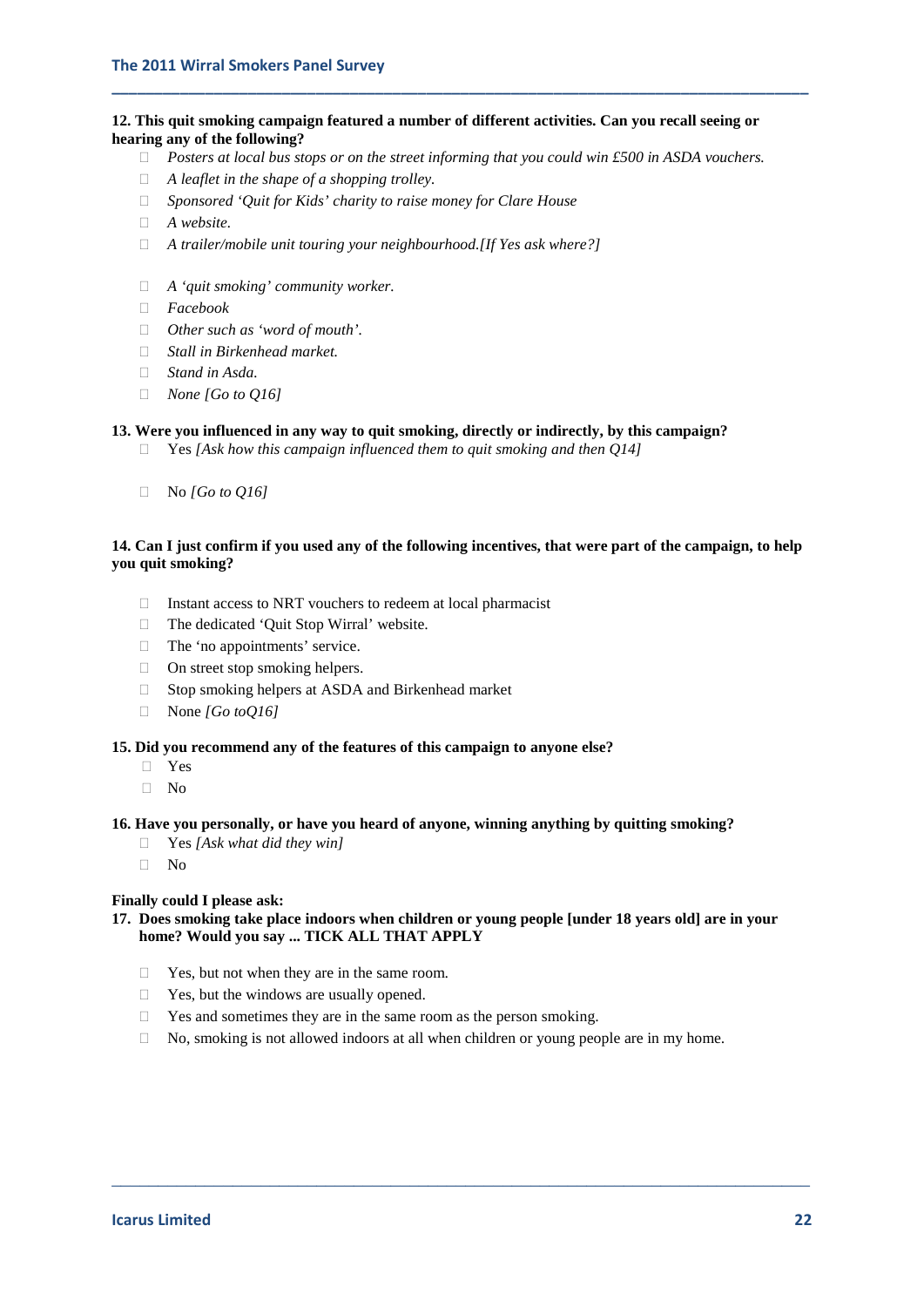**12. This quit smoking campaign featured a number of different activities. Can you recall seeing or hearing any of the following?**

- *Posters at local bus stops or on the street informing that you could win £500 in ASDA vouchers.*
- *A leaflet in the shape of a shopping trolley.*
- *Sponsored 'Quit for Kids' charity to raise money for Clare House*
- *A website.*
- *A trailer/mobile unit touring your neighbourhood.[If Yes ask where?]*
- *A 'quit smoking' community worker.*
- *Facebook*
- *Other such as 'word of mouth'.*
- *Stall in Birkenhead market.*
- *Stand in Asda.*
- *None [Go to Q16]*

**13. Were you influenced in any way to quit smoking, directly or indirectly, by this campaign?**

- Yes *[Ask how this campaign influenced them to quit smoking and then Q14]*
- No *[Go to Q16]*

**14. Can I just confirm if you used any of the following incentives, that were part of the campaign, to help you quit smoking?**

- Instant access to NRT vouchers to redeem at local pharmacist
- The dedicated 'Quit Stop Wirral' website.
- The 'no appointments' service.
- On street stop smoking helpers.
- Stop smoking helpers at ASDA and Birkenhead market
- None *[Go toQ16]*

**15. Did you recommend any of the features of this campaign to anyone else?**

- Yes
- No

**16. Have you personally, or have you heard of anyone, winning anything by quitting smoking?**

- Yes *[Ask what did they win]*
- No

**Finally could I please ask:**

**17. Does smoking take place indoors when children or young people [under 18 years old] are in your home? Would you say ... TICK ALL THAT APPLY**

- Yes, but not when they are in the same room.
- Yes, but the windows are usually opened.
- Yes and sometimes they are in the same room as the person smoking.
- No, smoking is not allowed indoors at all when children or young people are in my home.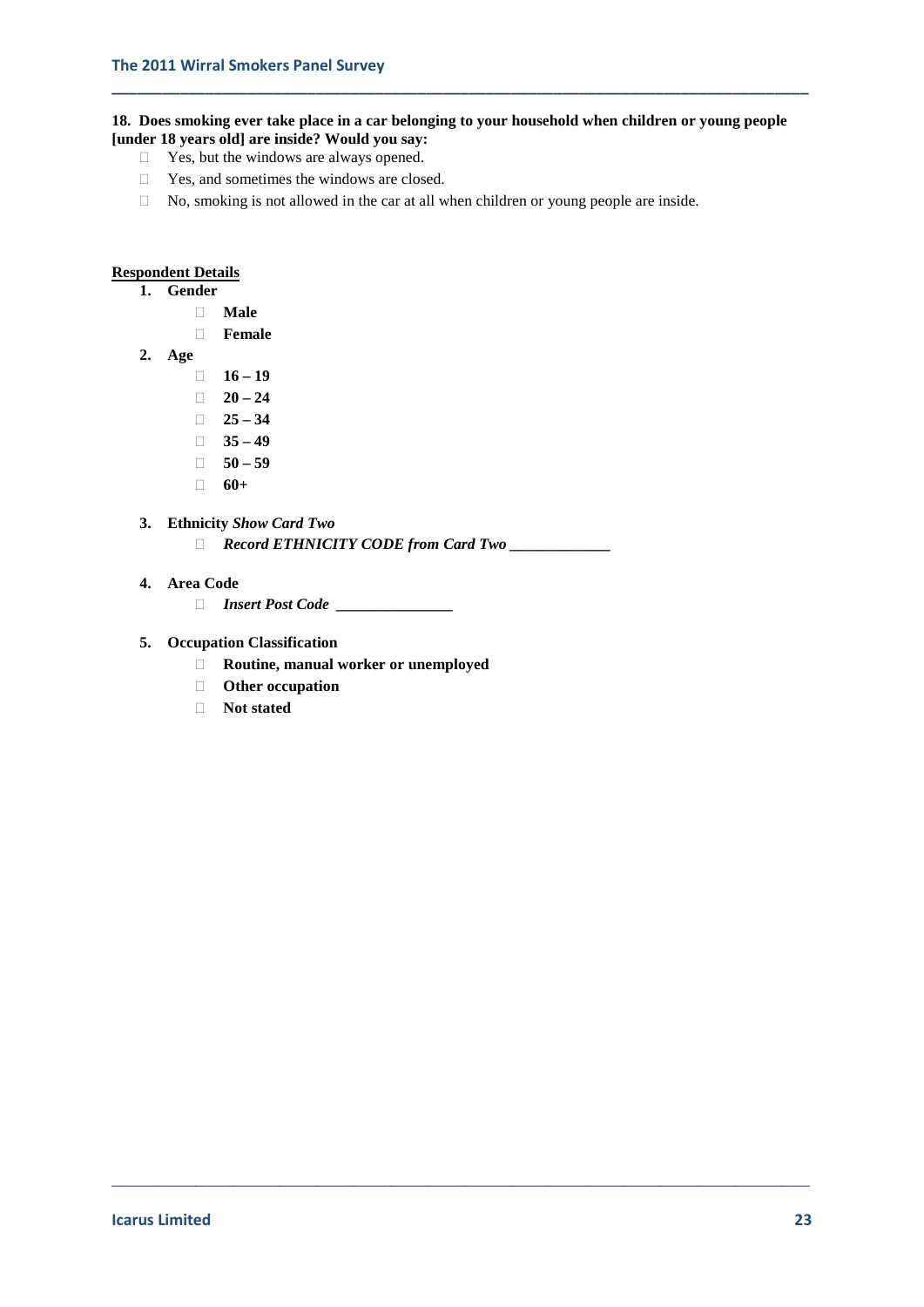**18. Does smoking ever take place in a car belonging to your household when children or young people [under 18 years old] are inside? Would you say:**

- ☐ Yes, but the windows are always opened.
- ☐ Yes, and sometimes the windows are closed.
- ☐ No, smoking is not allowed in the car at all when children or young people are inside.

**Respondent Details**

1. **Gender**
   - ☐ **Male**
   - ☐ **Female**
2. **Age**
   - ☐ **16 – 19**
   - ☐ **20 – 24**
   - ☐ **25 – 34**
   - ☐ **35 – 49**
   - ☐ **50 – 59**
   - ☐ **60+**
3. **Ethnicity** ***Show Card Two***
   - ☐ ***Record ETHNICITY CODE from Card Two _____________***
4. **Area Code**
   - ☐ ***Insert Post Code _______________***
5. **Occupation Classification**
   - ☐ **Routine, manual worker or unemployed**
   - ☐ **Other occupation**
   - ☐ **Not stated**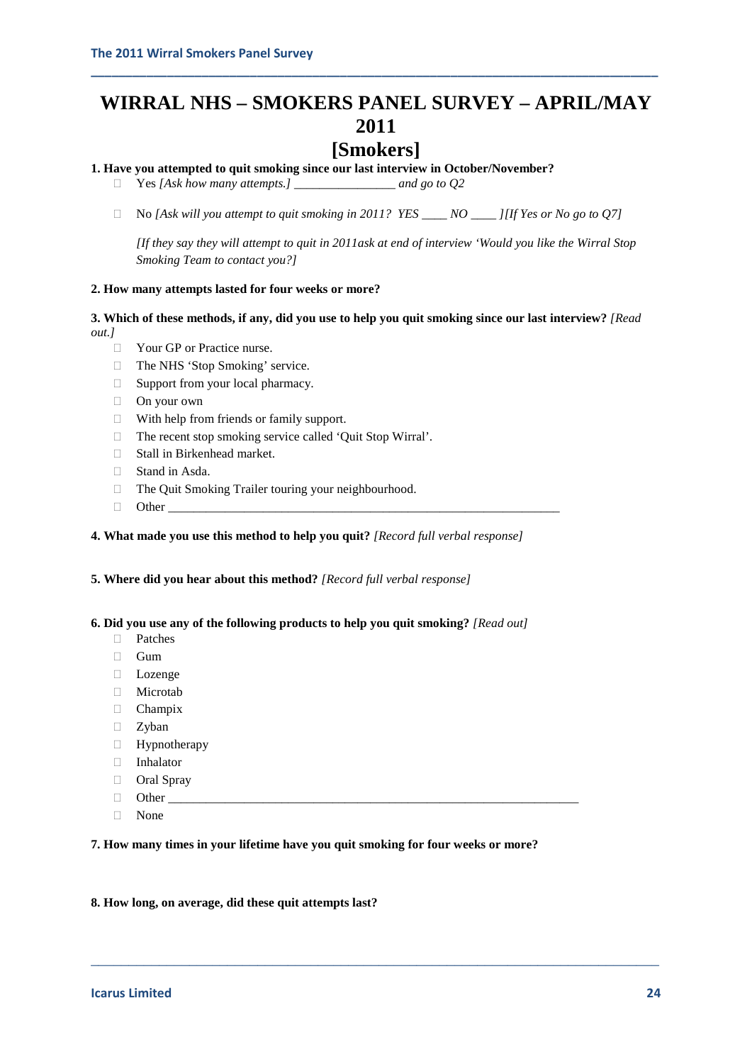# WIRRAL NHS – SMOKERS PANEL SURVEY – APRIL/MAY 2011

# [Smokers]

**1. Have you attempted to quit smoking since our last interview in October/November?**

- Yes *[Ask how many attempts.]* ________________ *and go to Q2*
- No *[Ask will you attempt to quit smoking in 2011? YES ____ NO ____ ][If Yes or No go to Q7]*

  *[If they say they will attempt to quit in 2011ask at end of interview 'Would you like the Wirral Stop Smoking Team to contact you?]*

**2. How many attempts lasted for four weeks or more?**

**3. Which of these methods, if any, did you use to help you quit smoking since our last interview?** *[Read out.]*

- Your GP or Practice nurse.
- The NHS 'Stop Smoking' service.
- Support from your local pharmacy.
- On your own
- With help from friends or family support.
- The recent stop smoking service called 'Quit Stop Wirral'.
- Stall in Birkenhead market.
- Stand in Asda.
- The Quit Smoking Trailer touring your neighbourhood.
- Other _________________________________________________________________

**4. What made you use this method to help you quit?** *[Record full verbal response]*

**5. Where did you hear about this method?** *[Record full verbal response]*

**6. Did you use any of the following products to help you quit smoking?** *[Read out]*

- Patches
- Gum
- Lozenge
- Microtab
- Champix
- Zyban
- Hypnotherapy
- Inhalator
- Oral Spray
- Other ____________________________________________________________________
- None

**7. How many times in your lifetime have you quit smoking for four weeks or more?**

**8. How long, on average, did these quit attempts last?**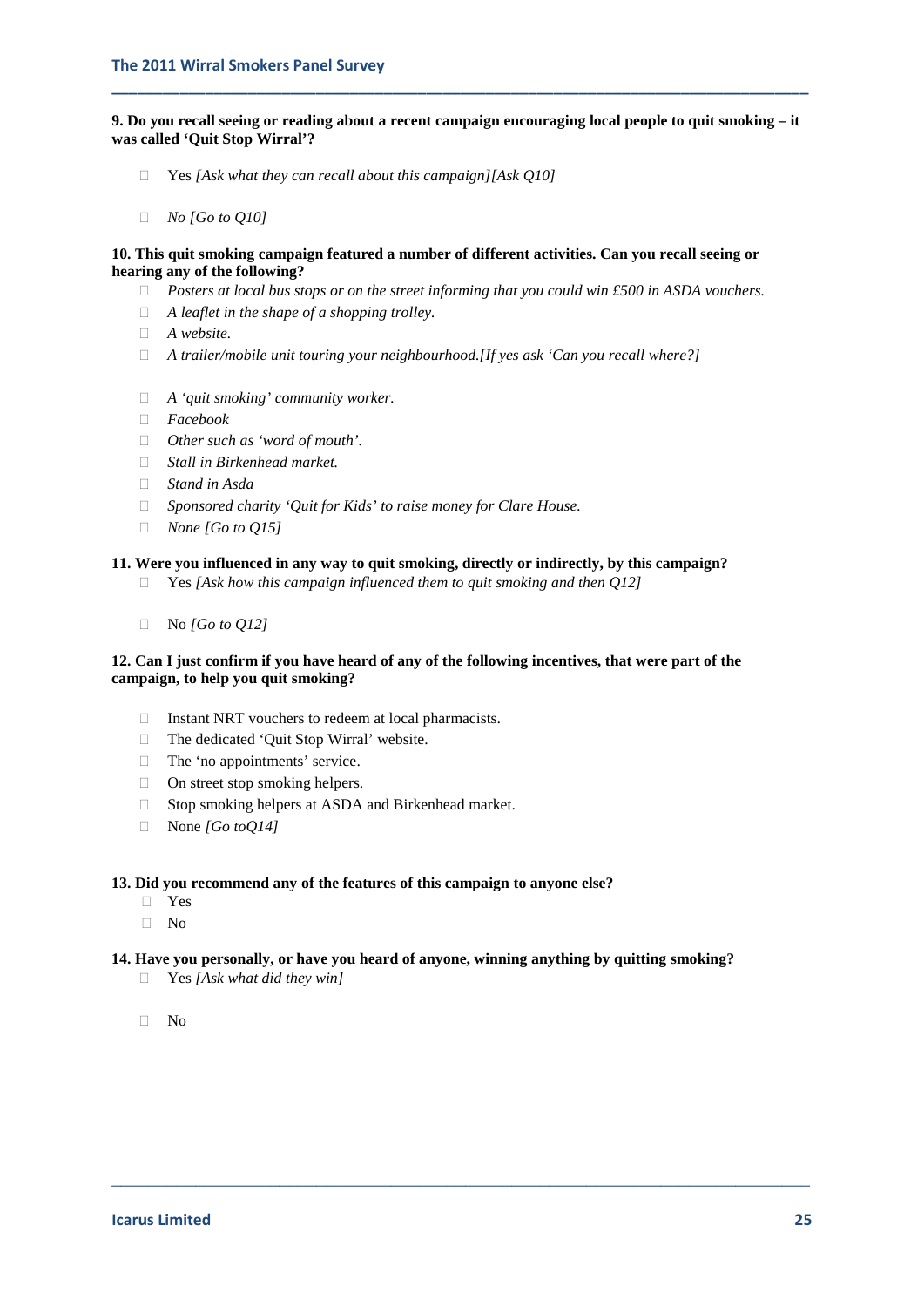**9. Do you recall seeing or reading about a recent campaign encouraging local people to quit smoking – it was called 'Quit Stop Wirral'?**

- Yes *[Ask what they can recall about this campaign][Ask Q10]*
- *No [Go to Q10]*

**10. This quit smoking campaign featured a number of different activities. Can you recall seeing or hearing any of the following?**

- *Posters at local bus stops or on the street informing that you could win £500 in ASDA vouchers.*
- *A leaflet in the shape of a shopping trolley.*
- *A website.*
- *A trailer/mobile unit touring your neighbourhood.[If yes ask 'Can you recall where?]*
- *A 'quit smoking' community worker.*
- *Facebook*
- *Other such as 'word of mouth'.*
- *Stall in Birkenhead market.*
- *Stand in Asda*
- *Sponsored charity 'Quit for Kids' to raise money for Clare House.*
- *None [Go to Q15]*

**11. Were you influenced in any way to quit smoking, directly or indirectly, by this campaign?**

- Yes *[Ask how this campaign influenced them to quit smoking and then Q12]*
- No *[Go to Q12]*

**12. Can I just confirm if you have heard of any of the following incentives, that were part of the campaign, to help you quit smoking?**

- Instant NRT vouchers to redeem at local pharmacists.
- The dedicated 'Quit Stop Wirral' website.
- The 'no appointments' service.
- On street stop smoking helpers.
- Stop smoking helpers at ASDA and Birkenhead market.
- None *[Go toQ14]*

**13. Did you recommend any of the features of this campaign to anyone else?**

- Yes
- No

**14. Have you personally, or have you heard of anyone, winning anything by quitting smoking?**

- Yes *[Ask what did they win]*
- No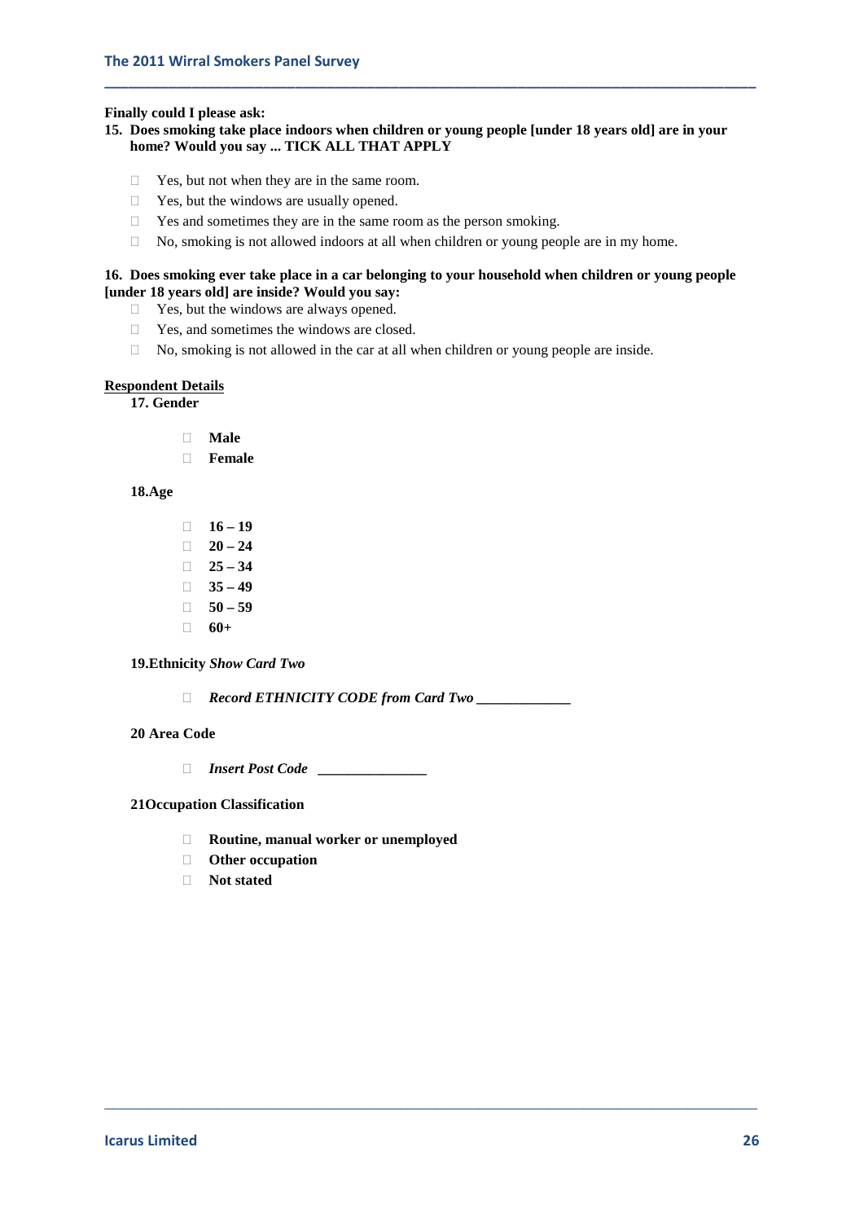**Finally could I please ask:**

**15. Does smoking take place indoors when children or young people [under 18 years old] are in your home? Would you say ... TICK ALL THAT APPLY**

- ☐ Yes, but not when they are in the same room.
- ☐ Yes, but the windows are usually opened.
- ☐ Yes and sometimes they are in the same room as the person smoking.
- ☐ No, smoking is not allowed indoors at all when children or young people are in my home.

**16. Does smoking ever take place in a car belonging to your household when children or young people [under 18 years old] are inside? Would you say:**

- ☐ Yes, but the windows are always opened.
- ☐ Yes, and sometimes the windows are closed.
- ☐ No, smoking is not allowed in the car at all when children or young people are inside.

**Respondent Details**

**17. Gender**

- ☐ **Male**
- ☐ **Female**

**18.Age**

- ☐ **16 – 19**
- ☐ **20 – 24**
- ☐ **25 – 34**
- ☐ **35 – 49**
- ☐ **50 – 59**
- ☐ **60+**

**19.Ethnicity** ***Show Card Two***

- ☐ ***Record ETHNICITY CODE from Card Two \_\_\_\_\_\_\_\_\_\_\_\_\_***

**20 Area Code**

- ☐ ***Insert Post Code*** **\_\_\_\_\_\_\_\_\_\_\_\_\_\_\_**

**21Occupation Classification**

- ☐ **Routine, manual worker or unemployed**
- ☐ **Other occupation**
- ☐ **Not stated**